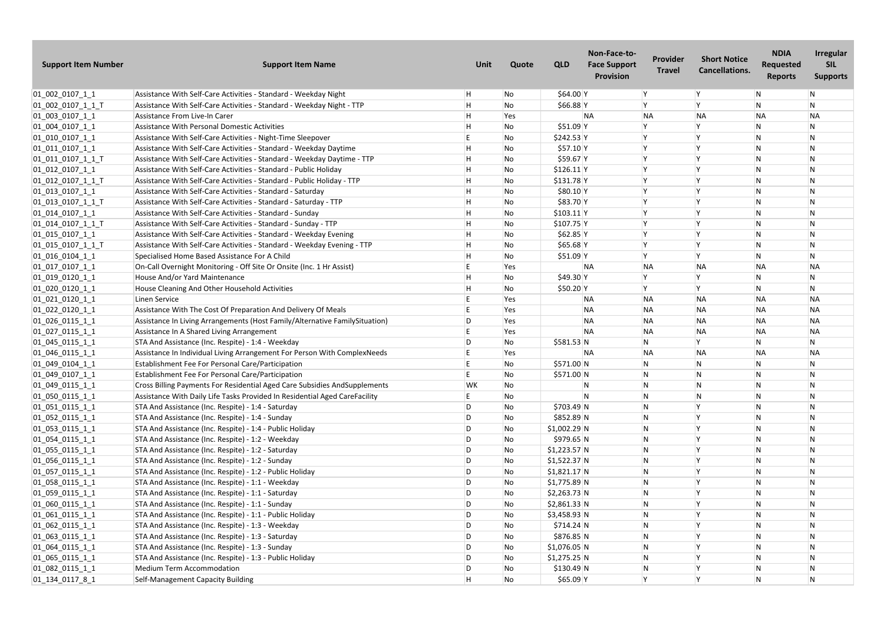| Support Item Number | Support Item Name | Unit | Quote | QLD | Non-Face-to-Face Support Provision | Provider Travel | Short Notice Cancellations. | NDIA Requested Reports | Irregular SIL Supports |
|---|---|---|---|---|---|---|---|---|---|
| 01_002_0107_1_1 | Assistance With Self-Care Activities - Standard - Weekday Night | H | No | $64.00 | Y | Y | Y | N | N |
| 01_002_0107_1_1_T | Assistance With Self-Care Activities - Standard - Weekday Night - TTP | H | No | $66.88 | Y | Y | Y | N | N |
| 01_003_0107_1_1 | Assistance From Live-In Carer | H | Yes | | NA | NA | NA | NA | NA |
| 01_004_0107_1_1 | Assistance With Personal Domestic Activities | H | No | $51.09 | Y | Y | Y | N | N |
| 01_010_0107_1_1 | Assistance With Self-Care Activities - Night-Time Sleepover | E | No | $242.53 | Y | Y | Y | N | N |
| 01_011_0107_1_1 | Assistance With Self-Care Activities - Standard - Weekday Daytime | H | No | $57.10 | Y | Y | Y | N | N |
| 01_011_0107_1_1_T | Assistance With Self-Care Activities - Standard - Weekday Daytime - TTP | H | No | $59.67 | Y | Y | Y | N | N |
| 01_012_0107_1_1 | Assistance With Self-Care Activities - Standard - Public Holiday | H | No | $126.11 | Y | Y | Y | N | N |
| 01_012_0107_1_1_T | Assistance With Self-Care Activities - Standard - Public Holiday - TTP | H | No | $131.78 | Y | Y | Y | N | N |
| 01_013_0107_1_1 | Assistance With Self-Care Activities - Standard - Saturday | H | No | $80.10 | Y | Y | Y | N | N |
| 01_013_0107_1_1_T | Assistance With Self-Care Activities - Standard - Saturday - TTP | H | No | $83.70 | Y | Y | Y | N | N |
| 01_014_0107_1_1 | Assistance With Self-Care Activities - Standard - Sunday | H | No | $103.11 | Y | Y | Y | N | N |
| 01_014_0107_1_1_T | Assistance With Self-Care Activities - Standard - Sunday - TTP | H | No | $107.75 | Y | Y | Y | N | N |
| 01_015_0107_1_1 | Assistance With Self-Care Activities - Standard - Weekday Evening | H | No | $62.85 | Y | Y | Y | N | N |
| 01_015_0107_1_1_T | Assistance With Self-Care Activities - Standard - Weekday Evening - TTP | H | No | $65.68 | Y | Y | Y | N | N |
| 01_016_0104_1_1 | Specialised Home Based Assistance For A Child | H | No | $51.09 | Y | Y | Y | N | N |
| 01_017_0107_1_1 | On-Call Overnight Monitoring - Off Site Or Onsite (Inc. 1 Hr Assist) | E | Yes | | NA | NA | NA | NA | NA |
| 01_019_0120_1_1 | House And/or Yard Maintenance | H | No | $49.30 | Y | Y | Y | N | N |
| 01_020_0120_1_1 | House Cleaning And Other Household Activities | H | No | $50.20 | Y | Y | Y | N | N |
| 01_021_0120_1_1 | Linen Service | E | Yes | | NA | NA | NA | NA | NA |
| 01_022_0120_1_1 | Assistance With The Cost Of Preparation And Delivery Of Meals | E | Yes | | NA | NA | NA | NA | NA |
| 01_026_0115_1_1 | Assistance In Living Arrangements (Host Family/Alternative FamilySituation) | D | Yes | | NA | NA | NA | NA | NA |
| 01_027_0115_1_1 | Assistance In A Shared Living Arrangement | E | Yes | | NA | NA | NA | NA | NA |
| 01_045_0115_1_1 | STA And Assistance (Inc. Respite) - 1:4 - Weekday | D | No | $581.53 | N | N | Y | N | N |
| 01_046_0115_1_1 | Assistance In Individual Living Arrangement For Person With ComplexNeeds | E | Yes | | NA | NA | NA | NA | NA |
| 01_049_0104_1_1 | Establishment Fee For Personal Care/Participation | E | No | $571.00 | N | N | N | N | N |
| 01_049_0107_1_1 | Establishment Fee For Personal Care/Participation | E | No | $571.00 | N | N | N | N | N |
| 01_049_0115_1_1 | Cross Billing Payments For Residential Aged Care Subsidies AndSupplements | WK | No | | N | N | N | N | N |
| 01_050_0115_1_1 | Assistance With Daily Life Tasks Provided In Residential Aged CareFacility | E | No | | N | N | N | N | N |
| 01_051_0115_1_1 | STA And Assistance (Inc. Respite) - 1:4 - Saturday | D | No | $703.49 | N | N | Y | N | N |
| 01_052_0115_1_1 | STA And Assistance (Inc. Respite) - 1:4 - Sunday | D | No | $852.89 | N | N | Y | N | N |
| 01_053_0115_1_1 | STA And Assistance (Inc. Respite) - 1:4 - Public Holiday | D | No | $1,002.29 | N | N | Y | N | N |
| 01_054_0115_1_1 | STA And Assistance (Inc. Respite) - 1:2 - Weekday | D | No | $979.65 | N | N | Y | N | N |
| 01_055_0115_1_1 | STA And Assistance (Inc. Respite) - 1:2 - Saturday | D | No | $1,223.57 | N | N | Y | N | N |
| 01_056_0115_1_1 | STA And Assistance (Inc. Respite) - 1:2 - Sunday | D | No | $1,522.37 | N | N | Y | N | N |
| 01_057_0115_1_1 | STA And Assistance (Inc. Respite) - 1:2 - Public Holiday | D | No | $1,821.17 | N | N | Y | N | N |
| 01_058_0115_1_1 | STA And Assistance (Inc. Respite) - 1:1 - Weekday | D | No | $1,775.89 | N | N | Y | N | N |
| 01_059_0115_1_1 | STA And Assistance (Inc. Respite) - 1:1 - Saturday | D | No | $2,263.73 | N | N | Y | N | N |
| 01_060_0115_1_1 | STA And Assistance (Inc. Respite) - 1:1 - Sunday | D | No | $2,861.33 | N | N | Y | N | N |
| 01_061_0115_1_1 | STA And Assistance (Inc. Respite) - 1:1 - Public Holiday | D | No | $3,458.93 | N | N | Y | N | N |
| 01_062_0115_1_1 | STA And Assistance (Inc. Respite) - 1:3 - Weekday | D | No | $714.24 | N | N | Y | N | N |
| 01_063_0115_1_1 | STA And Assistance (Inc. Respite) - 1:3 - Saturday | D | No | $876.85 | N | N | Y | N | N |
| 01_064_0115_1_1 | STA And Assistance (Inc. Respite) - 1:3 - Sunday | D | No | $1,076.05 | N | N | Y | N | N |
| 01_065_0115_1_1 | STA And Assistance (Inc. Respite) - 1:3 - Public Holiday | D | No | $1,275.25 | N | N | Y | N | N |
| 01_082_0115_1_1 | Medium Term Accommodation | D | No | $130.49 | N | N | Y | N | N |
| 01_134_0117_8_1 | Self-Management Capacity Building | H | No | $65.09 | Y | Y | Y | N | N |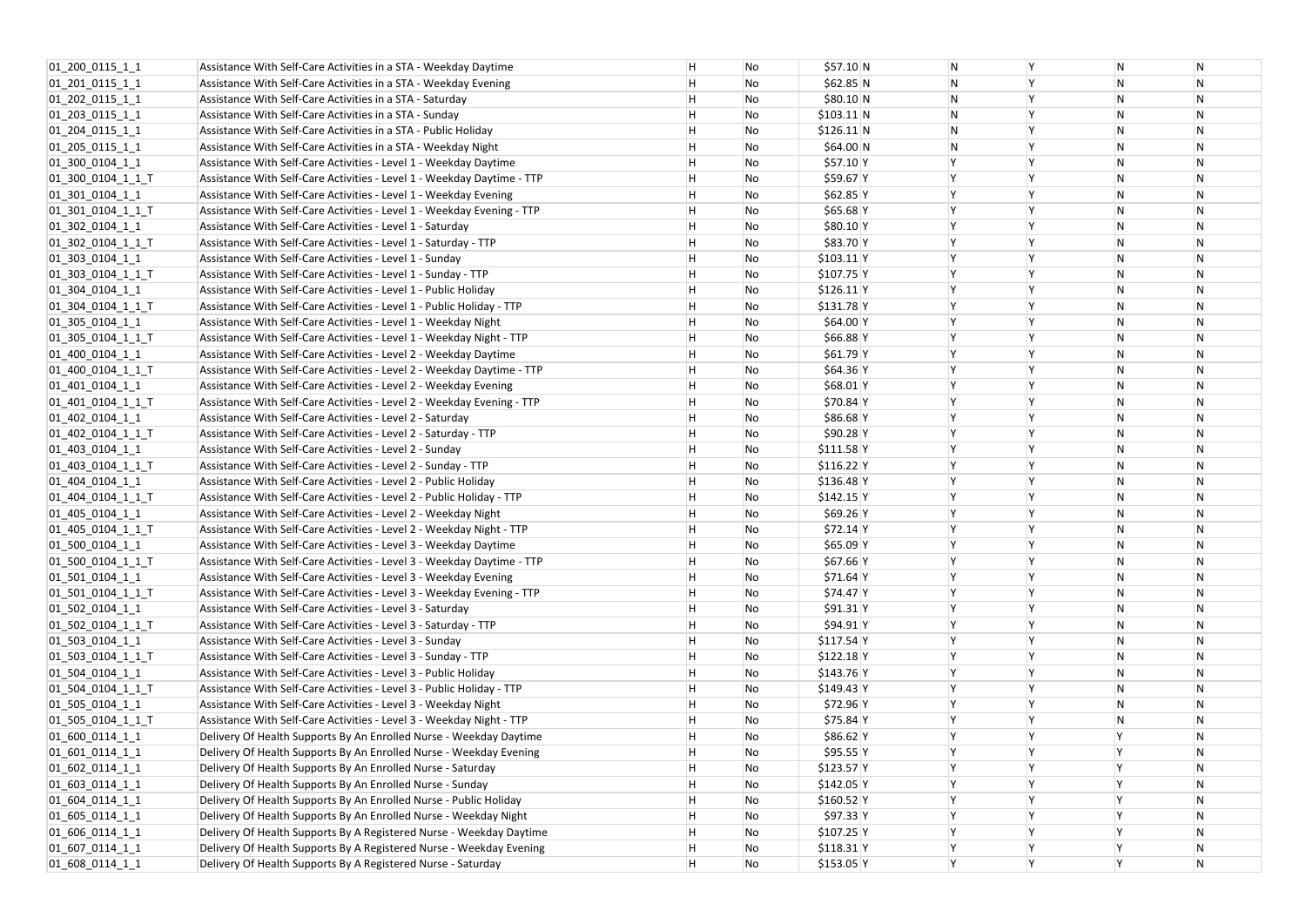| | | | | | | | | | |
|---|---|---|---|---|---|---|---|---|---|
| 01_200_0115_1_1 | Assistance With Self-Care Activities in a STA - Weekday Daytime | H | No | $57.10 | N | N | Y | N | N |
| 01_201_0115_1_1 | Assistance With Self-Care Activities in a STA - Weekday Evening | H | No | $62.85 | N | N | Y | N | N |
| 01_202_0115_1_1 | Assistance With Self-Care Activities in a STA - Saturday | H | No | $80.10 | N | N | Y | N | N |
| 01_203_0115_1_1 | Assistance With Self-Care Activities in a STA - Sunday | H | No | $103.11 | N | N | Y | N | N |
| 01_204_0115_1_1 | Assistance With Self-Care Activities in a STA - Public Holiday | H | No | $126.11 | N | N | Y | N | N |
| 01_205_0115_1_1 | Assistance With Self-Care Activities in a STA - Weekday Night | H | No | $64.00 | N | N | Y | N | N |
| 01_300_0104_1_1 | Assistance With Self-Care Activities - Level 1 - Weekday Daytime | H | No | $57.10 | Y | Y | Y | N | N |
| 01_300_0104_1_1_T | Assistance With Self-Care Activities - Level 1 - Weekday Daytime - TTP | H | No | $59.67 | Y | Y | Y | N | N |
| 01_301_0104_1_1 | Assistance With Self-Care Activities - Level 1 - Weekday Evening | H | No | $62.85 | Y | Y | Y | N | N |
| 01_301_0104_1_1_T | Assistance With Self-Care Activities - Level 1 - Weekday Evening - TTP | H | No | $65.68 | Y | Y | Y | N | N |
| 01_302_0104_1_1 | Assistance With Self-Care Activities - Level 1 - Saturday | H | No | $80.10 | Y | Y | Y | N | N |
| 01_302_0104_1_1_T | Assistance With Self-Care Activities - Level 1 - Saturday - TTP | H | No | $83.70 | Y | Y | Y | N | N |
| 01_303_0104_1_1 | Assistance With Self-Care Activities - Level 1 - Sunday | H | No | $103.11 | Y | Y | Y | N | N |
| 01_303_0104_1_1_T | Assistance With Self-Care Activities - Level 1 - Sunday - TTP | H | No | $107.75 | Y | Y | Y | N | N |
| 01_304_0104_1_1 | Assistance With Self-Care Activities - Level 1 - Public Holiday | H | No | $126.11 | Y | Y | Y | N | N |
| 01_304_0104_1_1_T | Assistance With Self-Care Activities - Level 1 - Public Holiday - TTP | H | No | $131.78 | Y | Y | Y | N | N |
| 01_305_0104_1_1 | Assistance With Self-Care Activities - Level 1 - Weekday Night | H | No | $64.00 | Y | Y | Y | N | N |
| 01_305_0104_1_1_T | Assistance With Self-Care Activities - Level 1 - Weekday Night - TTP | H | No | $66.88 | Y | Y | Y | N | N |
| 01_400_0104_1_1 | Assistance With Self-Care Activities - Level 2 - Weekday Daytime | H | No | $61.79 | Y | Y | Y | N | N |
| 01_400_0104_1_1_T | Assistance With Self-Care Activities - Level 2 - Weekday Daytime - TTP | H | No | $64.36 | Y | Y | Y | N | N |
| 01_401_0104_1_1 | Assistance With Self-Care Activities - Level 2 - Weekday Evening | H | No | $68.01 | Y | Y | Y | N | N |
| 01_401_0104_1_1_T | Assistance With Self-Care Activities - Level 2 - Weekday Evening - TTP | H | No | $70.84 | Y | Y | Y | N | N |
| 01_402_0104_1_1 | Assistance With Self-Care Activities - Level 2 - Saturday | H | No | $86.68 | Y | Y | Y | N | N |
| 01_402_0104_1_1_T | Assistance With Self-Care Activities - Level 2 - Saturday - TTP | H | No | $90.28 | Y | Y | Y | N | N |
| 01_403_0104_1_1 | Assistance With Self-Care Activities - Level 2 - Sunday | H | No | $111.58 | Y | Y | Y | N | N |
| 01_403_0104_1_1_T | Assistance With Self-Care Activities - Level 2 - Sunday - TTP | H | No | $116.22 | Y | Y | Y | N | N |
| 01_404_0104_1_1 | Assistance With Self-Care Activities - Level 2 - Public Holiday | H | No | $136.48 | Y | Y | Y | N | N |
| 01_404_0104_1_1_T | Assistance With Self-Care Activities - Level 2 - Public Holiday - TTP | H | No | $142.15 | Y | Y | Y | N | N |
| 01_405_0104_1_1 | Assistance With Self-Care Activities - Level 2 - Weekday Night | H | No | $69.26 | Y | Y | Y | N | N |
| 01_405_0104_1_1_T | Assistance With Self-Care Activities - Level 2 - Weekday Night - TTP | H | No | $72.14 | Y | Y | Y | N | N |
| 01_500_0104_1_1 | Assistance With Self-Care Activities - Level 3 - Weekday Daytime | H | No | $65.09 | Y | Y | Y | N | N |
| 01_500_0104_1_1_T | Assistance With Self-Care Activities - Level 3 - Weekday Daytime - TTP | H | No | $67.66 | Y | Y | Y | N | N |
| 01_501_0104_1_1 | Assistance With Self-Care Activities - Level 3 - Weekday Evening | H | No | $71.64 | Y | Y | Y | N | N |
| 01_501_0104_1_1_T | Assistance With Self-Care Activities - Level 3 - Weekday Evening - TTP | H | No | $74.47 | Y | Y | Y | N | N |
| 01_502_0104_1_1 | Assistance With Self-Care Activities - Level 3 - Saturday | H | No | $91.31 | Y | Y | Y | N | N |
| 01_502_0104_1_1_T | Assistance With Self-Care Activities - Level 3 - Saturday - TTP | H | No | $94.91 | Y | Y | Y | N | N |
| 01_503_0104_1_1 | Assistance With Self-Care Activities - Level 3 - Sunday | H | No | $117.54 | Y | Y | Y | N | N |
| 01_503_0104_1_1_T | Assistance With Self-Care Activities - Level 3 - Sunday - TTP | H | No | $122.18 | Y | Y | Y | N | N |
| 01_504_0104_1_1 | Assistance With Self-Care Activities - Level 3 - Public Holiday | H | No | $143.76 | Y | Y | Y | N | N |
| 01_504_0104_1_1_T | Assistance With Self-Care Activities - Level 3 - Public Holiday - TTP | H | No | $149.43 | Y | Y | Y | N | N |
| 01_505_0104_1_1 | Assistance With Self-Care Activities - Level 3 - Weekday Night | H | No | $72.96 | Y | Y | Y | N | N |
| 01_505_0104_1_1_T | Assistance With Self-Care Activities - Level 3 - Weekday Night - TTP | H | No | $75.84 | Y | Y | Y | N | N |
| 01_600_0114_1_1 | Delivery Of Health Supports By An Enrolled Nurse - Weekday Daytime | H | No | $86.62 | Y | Y | Y | Y | N |
| 01_601_0114_1_1 | Delivery Of Health Supports By An Enrolled Nurse - Weekday Evening | H | No | $95.55 | Y | Y | Y | Y | N |
| 01_602_0114_1_1 | Delivery Of Health Supports By An Enrolled Nurse - Saturday | H | No | $123.57 | Y | Y | Y | Y | N |
| 01_603_0114_1_1 | Delivery Of Health Supports By An Enrolled Nurse - Sunday | H | No | $142.05 | Y | Y | Y | Y | N |
| 01_604_0114_1_1 | Delivery Of Health Supports By An Enrolled Nurse - Public Holiday | H | No | $160.52 | Y | Y | Y | Y | N |
| 01_605_0114_1_1 | Delivery Of Health Supports By An Enrolled Nurse - Weekday Night | H | No | $97.33 | Y | Y | Y | Y | N |
| 01_606_0114_1_1 | Delivery Of Health Supports By A Registered Nurse - Weekday Daytime | H | No | $107.25 | Y | Y | Y | Y | N |
| 01_607_0114_1_1 | Delivery Of Health Supports By A Registered Nurse - Weekday Evening | H | No | $118.31 | Y | Y | Y | Y | N |
| 01_608_0114_1_1 | Delivery Of Health Supports By A Registered Nurse - Saturday | H | No | $153.05 | Y | Y | Y | Y | N |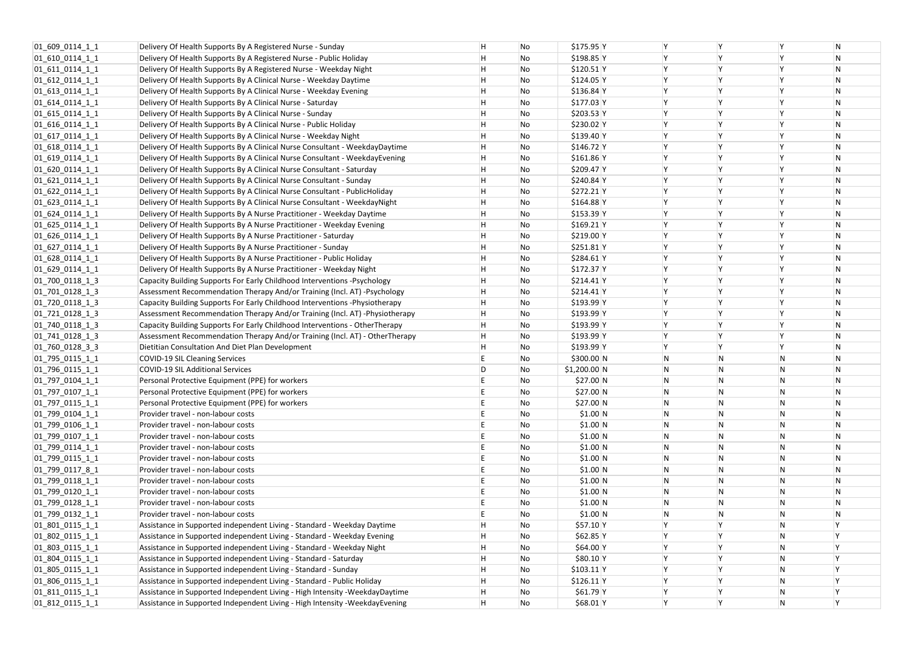| | | | | | | | | | |
|---|---|---|---|---|---|---|---|---|---|
| 01_609_0114_1_1 | Delivery Of Health Supports By A Registered Nurse - Sunday | H | No | $175.95 | Y | Y | Y | Y | N |
| 01_610_0114_1_1 | Delivery Of Health Supports By A Registered Nurse - Public Holiday | H | No | $198.85 | Y | Y | Y | Y | N |
| 01_611_0114_1_1 | Delivery Of Health Supports By A Registered Nurse - Weekday Night | H | No | $120.51 | Y | Y | Y | Y | N |
| 01_612_0114_1_1 | Delivery Of Health Supports By A Clinical Nurse - Weekday Daytime | H | No | $124.05 | Y | Y | Y | Y | N |
| 01_613_0114_1_1 | Delivery Of Health Supports By A Clinical Nurse - Weekday Evening | H | No | $136.84 | Y | Y | Y | Y | N |
| 01_614_0114_1_1 | Delivery Of Health Supports By A Clinical Nurse - Saturday | H | No | $177.03 | Y | Y | Y | Y | N |
| 01_615_0114_1_1 | Delivery Of Health Supports By A Clinical Nurse - Sunday | H | No | $203.53 | Y | Y | Y | Y | N |
| 01_616_0114_1_1 | Delivery Of Health Supports By A Clinical Nurse - Public Holiday | H | No | $230.02 | Y | Y | Y | Y | N |
| 01_617_0114_1_1 | Delivery Of Health Supports By A Clinical Nurse - Weekday Night | H | No | $139.40 | Y | Y | Y | Y | N |
| 01_618_0114_1_1 | Delivery Of Health Supports By A Clinical Nurse Consultant - WeekdayDaytime | H | No | $146.72 | Y | Y | Y | Y | N |
| 01_619_0114_1_1 | Delivery Of Health Supports By A Clinical Nurse Consultant - WeekdayEvening | H | No | $161.86 | Y | Y | Y | Y | N |
| 01_620_0114_1_1 | Delivery Of Health Supports By A Clinical Nurse Consultant - Saturday | H | No | $209.47 | Y | Y | Y | Y | N |
| 01_621_0114_1_1 | Delivery Of Health Supports By A Clinical Nurse Consultant - Sunday | H | No | $240.84 | Y | Y | Y | Y | N |
| 01_622_0114_1_1 | Delivery Of Health Supports By A Clinical Nurse Consultant - PublicHoliday | H | No | $272.21 | Y | Y | Y | Y | N |
| 01_623_0114_1_1 | Delivery Of Health Supports By A Clinical Nurse Consultant - WeekdayNight | H | No | $164.88 | Y | Y | Y | Y | N |
| 01_624_0114_1_1 | Delivery Of Health Supports By A Nurse Practitioner - Weekday Daytime | H | No | $153.39 | Y | Y | Y | Y | N |
| 01_625_0114_1_1 | Delivery Of Health Supports By A Nurse Practitioner - Weekday Evening | H | No | $169.21 | Y | Y | Y | Y | N |
| 01_626_0114_1_1 | Delivery Of Health Supports By A Nurse Practitioner - Saturday | H | No | $219.00 | Y | Y | Y | Y | N |
| 01_627_0114_1_1 | Delivery Of Health Supports By A Nurse Practitioner - Sunday | H | No | $251.81 | Y | Y | Y | Y | N |
| 01_628_0114_1_1 | Delivery Of Health Supports By A Nurse Practitioner - Public Holiday | H | No | $284.61 | Y | Y | Y | Y | N |
| 01_629_0114_1_1 | Delivery Of Health Supports By A Nurse Practitioner - Weekday Night | H | No | $172.37 | Y | Y | Y | Y | N |
| 01_700_0118_1_3 | Capacity Building Supports For Early Childhood Interventions -Psychology | H | No | $214.41 | Y | Y | Y | Y | N |
| 01_701_0128_1_3 | Assessment Recommendation Therapy And/or Training (Incl. AT) -Psychology | H | No | $214.41 | Y | Y | Y | Y | N |
| 01_720_0118_1_3 | Capacity Building Supports For Early Childhood Interventions -Physiotherapy | H | No | $193.99 | Y | Y | Y | Y | N |
| 01_721_0128_1_3 | Assessment Recommendation Therapy And/or Training (Incl. AT) -Physiotherapy | H | No | $193.99 | Y | Y | Y | Y | N |
| 01_740_0118_1_3 | Capacity Building Supports For Early Childhood Interventions - OtherTherapy | H | No | $193.99 | Y | Y | Y | Y | N |
| 01_741_0128_1_3 | Assessment Recommendation Therapy And/or Training (Incl. AT) - OtherTherapy | H | No | $193.99 | Y | Y | Y | Y | N |
| 01_760_0128_3_3 | Dietitian Consultation And Diet Plan Development | H | No | $193.99 | Y | Y | Y | Y | N |
| 01_795_0115_1_1 | COVID-19 SIL Cleaning Services | E | No | $300.00 | N | N | N | N | N |
| 01_796_0115_1_1 | COVID-19 SIL Additional Services | D | No | $1,200.00 | N | N | N | N | N |
| 01_797_0104_1_1 | Personal Protective Equipment (PPE) for workers | E | No | $27.00 | N | N | N | N | N |
| 01_797_0107_1_1 | Personal Protective Equipment (PPE) for workers | E | No | $27.00 | N | N | N | N | N |
| 01_797_0115_1_1 | Personal Protective Equipment (PPE) for workers | E | No | $27.00 | N | N | N | N | N |
| 01_799_0104_1_1 | Provider travel - non-labour costs | E | No | $1.00 | N | N | N | N | N |
| 01_799_0106_1_1 | Provider travel - non-labour costs | E | No | $1.00 | N | N | N | N | N |
| 01_799_0107_1_1 | Provider travel - non-labour costs | E | No | $1.00 | N | N | N | N | N |
| 01_799_0114_1_1 | Provider travel - non-labour costs | E | No | $1.00 | N | N | N | N | N |
| 01_799_0115_1_1 | Provider travel - non-labour costs | E | No | $1.00 | N | N | N | N | N |
| 01_799_0117_8_1 | Provider travel - non-labour costs | E | No | $1.00 | N | N | N | N | N |
| 01_799_0118_1_1 | Provider travel - non-labour costs | E | No | $1.00 | N | N | N | N | N |
| 01_799_0120_1_1 | Provider travel - non-labour costs | E | No | $1.00 | N | N | N | N | N |
| 01_799_0128_1_1 | Provider travel - non-labour costs | E | No | $1.00 | N | N | N | N | N |
| 01_799_0132_1_1 | Provider travel - non-labour costs | E | No | $1.00 | N | N | N | N | N |
| 01_801_0115_1_1 | Assistance in Supported independent Living - Standard - Weekday Daytime | H | No | $57.10 | Y | Y | Y | N | Y |
| 01_802_0115_1_1 | Assistance in Supported independent Living - Standard - Weekday Evening | H | No | $62.85 | Y | Y | Y | N | Y |
| 01_803_0115_1_1 | Assistance in Supported independent Living - Standard - Weekday Night | H | No | $64.00 | Y | Y | Y | N | Y |
| 01_804_0115_1_1 | Assistance in Supported independent Living - Standard - Saturday | H | No | $80.10 | Y | Y | Y | N | Y |
| 01_805_0115_1_1 | Assistance in Supported independent Living - Standard - Sunday | H | No | $103.11 | Y | Y | Y | N | Y |
| 01_806_0115_1_1 | Assistance in Supported independent Living - Standard - Public Holiday | H | No | $126.11 | Y | Y | Y | N | Y |
| 01_811_0115_1_1 | Assistance in Supported Independent Living - High Intensity -WeekdayDaytime | H | No | $61.79 | Y | Y | Y | N | Y |
| 01_812_0115_1_1 | Assistance in Supported Independent Living - High Intensity -WeekdayEvening | H | No | $68.01 | Y | Y | Y | N | Y |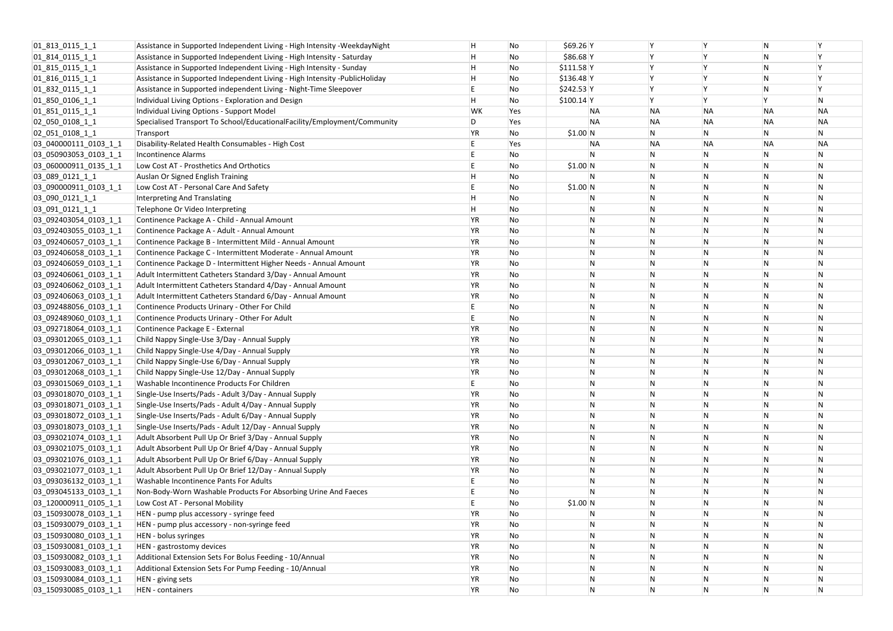| | | | | | | | | | | |
|---|---|---|---|---|---|---|---|---|---|---|
| 01_813_0115_1_1 | Assistance in Supported Independent Living - High Intensity -WeekdayNight | H | No | $69.26 | Y | Y | Y | N | Y |
| 01_814_0115_1_1 | Assistance in Supported Independent Living - High Intensity - Saturday | H | No | $86.68 | Y | Y | Y | N | Y |
| 01_815_0115_1_1 | Assistance in Supported Independent Living - High Intensity - Sunday | H | No | $111.58 | Y | Y | Y | N | Y |
| 01_816_0115_1_1 | Assistance in Supported Independent Living - High Intensity -PublicHoliday | H | No | $136.48 | Y | Y | Y | N | Y |
| 01_832_0115_1_1 | Assistance in Supported independent Living - Night-Time Sleepover | E | No | $242.53 | Y | Y | Y | N | Y |
| 01_850_0106_1_1 | Individual Living Options - Exploration and Design | H | No | $100.14 | Y | Y | Y | Y | N |
| 01_851_0115_1_1 | Individual Living Options - Support Model | WK | Yes | | NA | NA | NA | NA | NA |
| 02_050_0108_1_1 | Specialised Transport To School/EducationalFacility/Employment/Community | D | Yes | | NA | NA | NA | NA | NA |
| 02_051_0108_1_1 | Transport | YR | No | $1.00 | N | N | N | N | N |
| 03_040000111_0103_1_1 | Disability-Related Health Consumables - High Cost | E | Yes | | NA | NA | NA | NA | NA |
| 03_050903053_0103_1_1 | Incontinence Alarms | E | No | | N | N | N | N | N |
| 03_060000911_0135_1_1 | Low Cost AT - Prosthetics And Orthotics | E | No | $1.00 | N | N | N | N | N |
| 03_089_0121_1_1 | Auslan Or Signed English Training | H | No | | N | N | N | N | N |
| 03_090000911_0103_1_1 | Low Cost AT - Personal Care And Safety | E | No | $1.00 | N | N | N | N | N |
| 03_090_0121_1_1 | Interpreting And Translating | H | No | | N | N | N | N | N |
| 03_091_0121_1_1 | Telephone Or Video Interpreting | H | No | | N | N | N | N | N |
| 03_092403054_0103_1_1 | Continence Package A - Child - Annual Amount | YR | No | | N | N | N | N | N |
| 03_092403055_0103_1_1 | Continence Package A - Adult - Annual Amount | YR | No | | N | N | N | N | N |
| 03_092406057_0103_1_1 | Continence Package B - Intermittent Mild - Annual Amount | YR | No | | N | N | N | N | N |
| 03_092406058_0103_1_1 | Continence Package C - Intermittent Moderate - Annual Amount | YR | No | | N | N | N | N | N |
| 03_092406059_0103_1_1 | Continence Package D - Intermittent Higher Needs - Annual Amount | YR | No | | N | N | N | N | N |
| 03_092406061_0103_1_1 | Adult Intermittent Catheters Standard 3/Day - Annual Amount | YR | No | | N | N | N | N | N |
| 03_092406062_0103_1_1 | Adult Intermittent Catheters Standard 4/Day - Annual Amount | YR | No | | N | N | N | N | N |
| 03_092406063_0103_1_1 | Adult Intermittent Catheters Standard 6/Day - Annual Amount | YR | No | | N | N | N | N | N |
| 03_092488056_0103_1_1 | Continence Products Urinary - Other For Child | E | No | | N | N | N | N | N |
| 03_092489060_0103_1_1 | Continence Products Urinary - Other For Adult | E | No | | N | N | N | N | N |
| 03_092718064_0103_1_1 | Continence Package E - External | YR | No | | N | N | N | N | N |
| 03_093012065_0103_1_1 | Child Nappy Single-Use 3/Day - Annual Supply | YR | No | | N | N | N | N | N |
| 03_093012066_0103_1_1 | Child Nappy Single-Use 4/Day - Annual Supply | YR | No | | N | N | N | N | N |
| 03_093012067_0103_1_1 | Child Nappy Single-Use 6/Day - Annual Supply | YR | No | | N | N | N | N | N |
| 03_093012068_0103_1_1 | Child Nappy Single-Use 12/Day - Annual Supply | YR | No | | N | N | N | N | N |
| 03_093015069_0103_1_1 | Washable Incontinence Products For Children | E | No | | N | N | N | N | N |
| 03_093018070_0103_1_1 | Single-Use Inserts/Pads - Adult 3/Day - Annual Supply | YR | No | | N | N | N | N | N |
| 03_093018071_0103_1_1 | Single-Use Inserts/Pads - Adult 4/Day - Annual Supply | YR | No | | N | N | N | N | N |
| 03_093018072_0103_1_1 | Single-Use Inserts/Pads - Adult 6/Day - Annual Supply | YR | No | | N | N | N | N | N |
| 03_093018073_0103_1_1 | Single-Use Inserts/Pads - Adult 12/Day - Annual Supply | YR | No | | N | N | N | N | N |
| 03_093021074_0103_1_1 | Adult Absorbent Pull Up Or Brief 3/Day - Annual Supply | YR | No | | N | N | N | N | N |
| 03_093021075_0103_1_1 | Adult Absorbent Pull Up Or Brief 4/Day - Annual Supply | YR | No | | N | N | N | N | N |
| 03_093021076_0103_1_1 | Adult Absorbent Pull Up Or Brief 6/Day - Annual Supply | YR | No | | N | N | N | N | N |
| 03_093021077_0103_1_1 | Adult Absorbent Pull Up Or Brief 12/Day - Annual Supply | YR | No | | N | N | N | N | N |
| 03_093036132_0103_1_1 | Washable Incontinence Pants For Adults | E | No | | N | N | N | N | N |
| 03_093045133_0103_1_1 | Non-Body-Worn Washable Products For Absorbing Urine And Faeces | E | No | | N | N | N | N | N |
| 03_120000911_0105_1_1 | Low Cost AT - Personal Mobility | E | No | $1.00 | N | N | N | N | N |
| 03_150930078_0103_1_1 | HEN - pump plus accessory - syringe feed | YR | No | | N | N | N | N | N |
| 03_150930079_0103_1_1 | HEN - pump plus accessory - non-syringe feed | YR | No | | N | N | N | N | N |
| 03_150930080_0103_1_1 | HEN - bolus syringes | YR | No | | N | N | N | N | N |
| 03_150930081_0103_1_1 | HEN - gastrostomy devices | YR | No | | N | N | N | N | N |
| 03_150930082_0103_1_1 | Additional Extension Sets For Bolus Feeding - 10/Annual | YR | No | | N | N | N | N | N |
| 03_150930083_0103_1_1 | Additional Extension Sets For Pump Feeding - 10/Annual | YR | No | | N | N | N | N | N |
| 03_150930084_0103_1_1 | HEN - giving sets | YR | No | | N | N | N | N | N |
| 03_150930085_0103_1_1 | HEN - containers | YR | No | | N | N | N | N | N |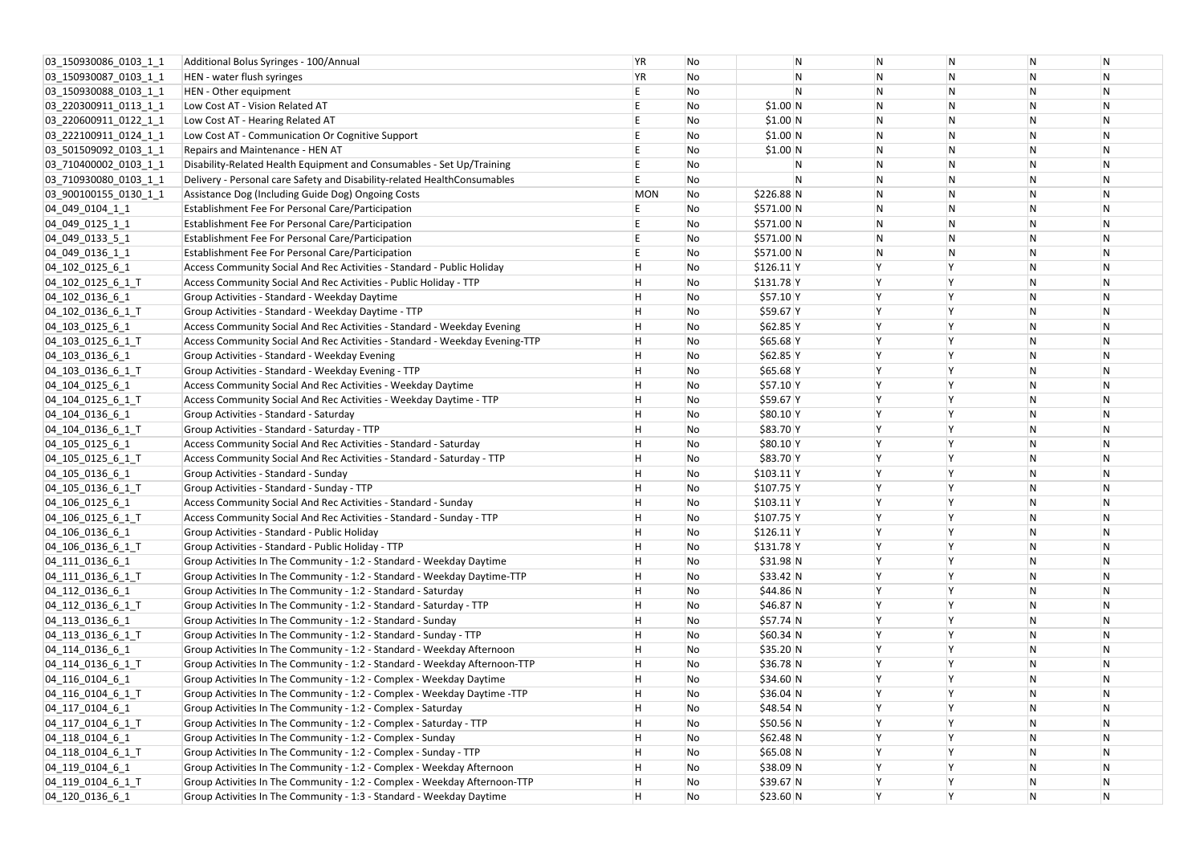| | | | | | | | | | |
|---|---|---|---|---|---|---|---|---|---|
| 03_150930086_0103_1_1 | Additional Bolus Syringes - 100/Annual | YR | No | | N | N | N | N | N |
| 03_150930087_0103_1_1 | HEN - water flush syringes | YR | No | | N | N | N | N | N |
| 03_150930088_0103_1_1 | HEN - Other equipment | E | No | | N | N | N | N | N |
| 03_220300911_0113_1_1 | Low Cost AT - Vision Related AT | E | No | $1.00 | N | N | N | N | N |
| 03_220600911_0122_1_1 | Low Cost AT - Hearing Related AT | E | No | $1.00 | N | N | N | N | N |
| 03_222100911_0124_1_1 | Low Cost AT - Communication Or Cognitive Support | E | No | $1.00 | N | N | N | N | N |
| 03_501509092_0103_1_1 | Repairs and Maintenance - HEN AT | E | No | $1.00 | N | N | N | N | N |
| 03_710400002_0103_1_1 | Disability-Related Health Equipment and Consumables - Set Up/Training | E | No | | N | N | N | N | N |
| 03_710930080_0103_1_1 | Delivery - Personal care Safety and Disability-related HealthConsumables | E | No | | N | N | N | N | N |
| 03_900100155_0130_1_1 | Assistance Dog (Including Guide Dog) Ongoing Costs | MON | No | $226.88 | N | N | N | N | N |
| 04_049_0104_1_1 | Establishment Fee For Personal Care/Participation | E | No | $571.00 | N | N | N | N | N |
| 04_049_0125_1_1 | Establishment Fee For Personal Care/Participation | E | No | $571.00 | N | N | N | N | N |
| 04_049_0133_5_1 | Establishment Fee For Personal Care/Participation | E | No | $571.00 | N | N | N | N | N |
| 04_049_0136_1_1 | Establishment Fee For Personal Care/Participation | E | No | $571.00 | N | N | N | N | N |
| 04_102_0125_6_1 | Access Community Social And Rec Activities - Standard - Public Holiday | H | No | $126.11 | Y | Y | Y | N | N |
| 04_102_0125_6_1_T | Access Community Social And Rec Activities - Public Holiday - TTP | H | No | $131.78 | Y | Y | Y | N | N |
| 04_102_0136_6_1 | Group Activities - Standard - Weekday Daytime | H | No | $57.10 | Y | Y | Y | N | N |
| 04_102_0136_6_1_T | Group Activities - Standard - Weekday Daytime - TTP | H | No | $59.67 | Y | Y | Y | N | N |
| 04_103_0125_6_1 | Access Community Social And Rec Activities - Standard - Weekday Evening | H | No | $62.85 | Y | Y | Y | N | N |
| 04_103_0125_6_1_T | Access Community Social And Rec Activities - Standard - Weekday Evening-TTP | H | No | $65.68 | Y | Y | Y | N | N |
| 04_103_0136_6_1 | Group Activities - Standard - Weekday Evening | H | No | $62.85 | Y | Y | Y | N | N |
| 04_103_0136_6_1_T | Group Activities - Standard - Weekday Evening - TTP | H | No | $65.68 | Y | Y | Y | N | N |
| 04_104_0125_6_1 | Access Community Social And Rec Activities - Weekday Daytime | H | No | $57.10 | Y | Y | Y | N | N |
| 04_104_0125_6_1_T | Access Community Social And Rec Activities - Weekday Daytime - TTP | H | No | $59.67 | Y | Y | Y | N | N |
| 04_104_0136_6_1 | Group Activities - Standard - Saturday | H | No | $80.10 | Y | Y | Y | N | N |
| 04_104_0136_6_1_T | Group Activities - Standard - Saturday - TTP | H | No | $83.70 | Y | Y | Y | N | N |
| 04_105_0125_6_1 | Access Community Social And Rec Activities - Standard - Saturday | H | No | $80.10 | Y | Y | Y | N | N |
| 04_105_0125_6_1_T | Access Community Social And Rec Activities - Standard - Saturday - TTP | H | No | $83.70 | Y | Y | Y | N | N |
| 04_105_0136_6_1 | Group Activities - Standard - Sunday | H | No | $103.11 | Y | Y | Y | N | N |
| 04_105_0136_6_1_T | Group Activities - Standard - Sunday - TTP | H | No | $107.75 | Y | Y | Y | N | N |
| 04_106_0125_6_1 | Access Community Social And Rec Activities - Standard - Sunday | H | No | $103.11 | Y | Y | Y | N | N |
| 04_106_0125_6_1_T | Access Community Social And Rec Activities - Standard - Sunday - TTP | H | No | $107.75 | Y | Y | Y | N | N |
| 04_106_0136_6_1 | Group Activities - Standard - Public Holiday | H | No | $126.11 | Y | Y | Y | N | N |
| 04_106_0136_6_1_T | Group Activities - Standard - Public Holiday - TTP | H | No | $131.78 | Y | Y | Y | N | N |
| 04_111_0136_6_1 | Group Activities In The Community - 1:2 - Standard - Weekday Daytime | H | No | $31.98 | N | Y | Y | N | N |
| 04_111_0136_6_1_T | Group Activities In The Community - 1:2 - Standard - Weekday Daytime-TTP | H | No | $33.42 | N | Y | Y | N | N |
| 04_112_0136_6_1 | Group Activities In The Community - 1:2 - Standard - Saturday | H | No | $44.86 | N | Y | Y | N | N |
| 04_112_0136_6_1_T | Group Activities In The Community - 1:2 - Standard - Saturday - TTP | H | No | $46.87 | N | Y | Y | N | N |
| 04_113_0136_6_1 | Group Activities In The Community - 1:2 - Standard - Sunday | H | No | $57.74 | N | Y | Y | N | N |
| 04_113_0136_6_1_T | Group Activities In The Community - 1:2 - Standard - Sunday - TTP | H | No | $60.34 | N | Y | Y | N | N |
| 04_114_0136_6_1 | Group Activities In The Community - 1:2 - Standard - Weekday Afternoon | H | No | $35.20 | N | Y | Y | N | N |
| 04_114_0136_6_1_T | Group Activities In The Community - 1:2 - Standard - Weekday Afternoon-TTP | H | No | $36.78 | N | Y | Y | N | N |
| 04_116_0104_6_1 | Group Activities In The Community - 1:2 - Complex - Weekday Daytime | H | No | $34.60 | N | Y | Y | N | N |
| 04_116_0104_6_1_T | Group Activities In The Community - 1:2 - Complex - Weekday Daytime -TTP | H | No | $36.04 | N | Y | Y | N | N |
| 04_117_0104_6_1 | Group Activities In The Community - 1:2 - Complex - Saturday | H | No | $48.54 | N | Y | Y | N | N |
| 04_117_0104_6_1_T | Group Activities In The Community - 1:2 - Complex - Saturday - TTP | H | No | $50.56 | N | Y | Y | N | N |
| 04_118_0104_6_1 | Group Activities In The Community - 1:2 - Complex - Sunday | H | No | $62.48 | N | Y | Y | N | N |
| 04_118_0104_6_1_T | Group Activities In The Community - 1:2 - Complex - Sunday - TTP | H | No | $65.08 | N | Y | Y | N | N |
| 04_119_0104_6_1 | Group Activities In The Community - 1:2 - Complex - Weekday Afternoon | H | No | $38.09 | N | Y | Y | N | N |
| 04_119_0104_6_1_T | Group Activities In The Community - 1:2 - Complex - Weekday Afternoon-TTP | H | No | $39.67 | N | Y | Y | N | N |
| 04_120_0136_6_1 | Group Activities In The Community - 1:3 - Standard - Weekday Daytime | H | No | $23.60 | N | Y | Y | N | N |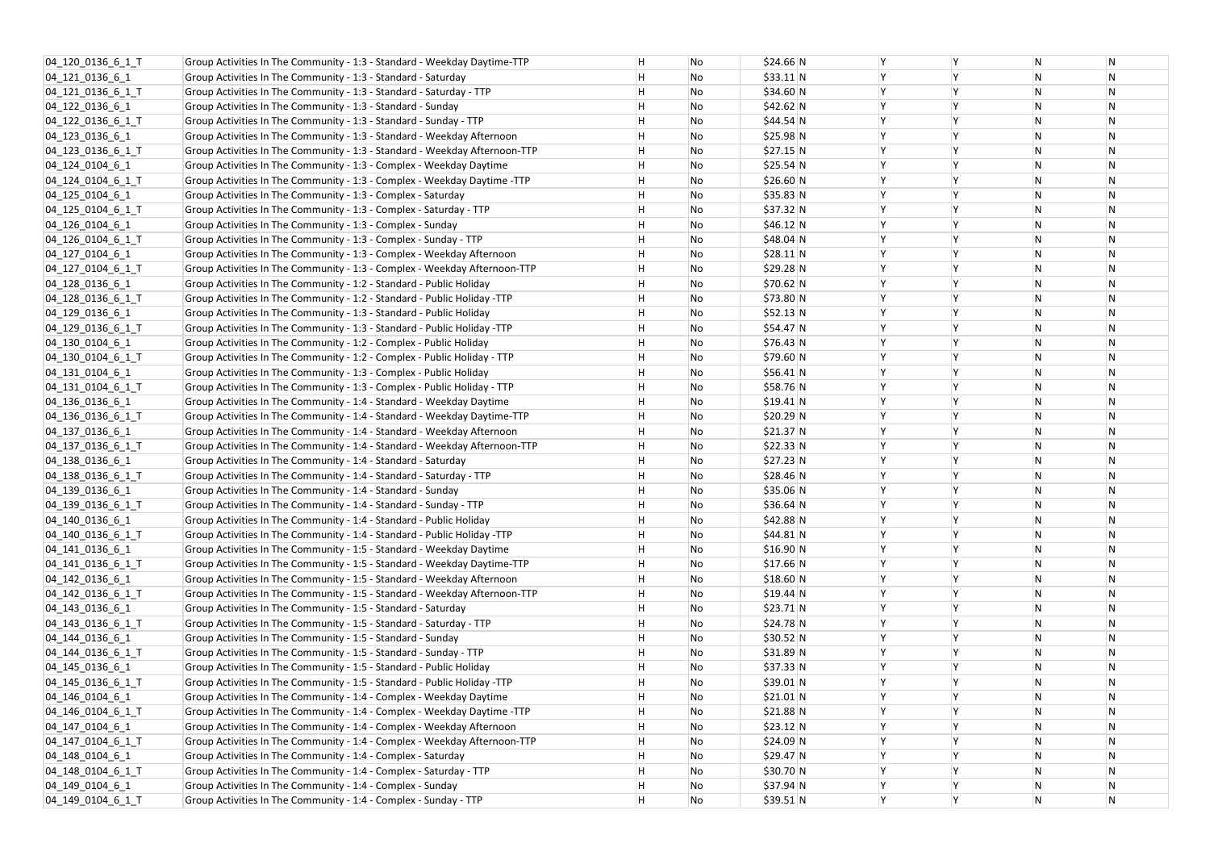| | | | | | | | | | |
|---|---|---|---|---|---|---|---|---|---|
| 04_120_0136_6_1_T | Group Activities In The Community - 1:3 - Standard - Weekday Daytime-TTP | H | No | $24.66 | N | Y | Y | N | N |
| 04_121_0136_6_1 | Group Activities In The Community - 1:3 - Standard - Saturday | H | No | $33.11 | N | Y | Y | N | N |
| 04_121_0136_6_1_T | Group Activities In The Community - 1:3 - Standard - Saturday - TTP | H | No | $34.60 | N | Y | Y | N | N |
| 04_122_0136_6_1 | Group Activities In The Community - 1:3 - Standard - Sunday | H | No | $42.62 | N | Y | Y | N | N |
| 04_122_0136_6_1_T | Group Activities In The Community - 1:3 - Standard - Sunday - TTP | H | No | $44.54 | N | Y | Y | N | N |
| 04_123_0136_6_1 | Group Activities In The Community - 1:3 - Standard - Weekday Afternoon | H | No | $25.98 | N | Y | Y | N | N |
| 04_123_0136_6_1_T | Group Activities In The Community - 1:3 - Standard - Weekday Afternoon-TTP | H | No | $27.15 | N | Y | Y | N | N |
| 04_124_0104_6_1 | Group Activities In The Community - 1:3 - Complex - Weekday Daytime | H | No | $25.54 | N | Y | Y | N | N |
| 04_124_0104_6_1_T | Group Activities In The Community - 1:3 - Complex - Weekday Daytime -TTP | H | No | $26.60 | N | Y | Y | N | N |
| 04_125_0104_6_1 | Group Activities In The Community - 1:3 - Complex - Saturday | H | No | $35.83 | N | Y | Y | N | N |
| 04_125_0104_6_1_T | Group Activities In The Community - 1:3 - Complex - Saturday - TTP | H | No | $37.32 | N | Y | Y | N | N |
| 04_126_0104_6_1 | Group Activities In The Community - 1:3 - Complex - Sunday | H | No | $46.12 | N | Y | Y | N | N |
| 04_126_0104_6_1_T | Group Activities In The Community - 1:3 - Complex - Sunday - TTP | H | No | $48.04 | N | Y | Y | N | N |
| 04_127_0104_6_1 | Group Activities In The Community - 1:3 - Complex - Weekday Afternoon | H | No | $28.11 | N | Y | Y | N | N |
| 04_127_0104_6_1_T | Group Activities In The Community - 1:3 - Complex - Weekday Afternoon-TTP | H | No | $29.28 | N | Y | Y | N | N |
| 04_128_0136_6_1 | Group Activities In The Community - 1:2 - Standard - Public Holiday | H | No | $70.62 | N | Y | Y | N | N |
| 04_128_0136_6_1_T | Group Activities In The Community - 1:2 - Standard - Public Holiday -TTP | H | No | $73.80 | N | Y | Y | N | N |
| 04_129_0136_6_1 | Group Activities In The Community - 1:3 - Standard - Public Holiday | H | No | $52.13 | N | Y | Y | N | N |
| 04_129_0136_6_1_T | Group Activities In The Community - 1:3 - Standard - Public Holiday -TTP | H | No | $54.47 | N | Y | Y | N | N |
| 04_130_0104_6_1 | Group Activities In The Community - 1:2 - Complex - Public Holiday | H | No | $76.43 | N | Y | Y | N | N |
| 04_130_0104_6_1_T | Group Activities In The Community - 1:2 - Complex - Public Holiday - TTP | H | No | $79.60 | N | Y | Y | N | N |
| 04_131_0104_6_1 | Group Activities In The Community - 1:3 - Complex - Public Holiday | H | No | $56.41 | N | Y | Y | N | N |
| 04_131_0104_6_1_T | Group Activities In The Community - 1:3 - Complex - Public Holiday - TTP | H | No | $58.76 | N | Y | Y | N | N |
| 04_136_0136_6_1 | Group Activities In The Community - 1:4 - Standard - Weekday Daytime | H | No | $19.41 | N | Y | Y | N | N |
| 04_136_0136_6_1_T | Group Activities In The Community - 1:4 - Standard - Weekday Daytime-TTP | H | No | $20.29 | N | Y | Y | N | N |
| 04_137_0136_6_1 | Group Activities In The Community - 1:4 - Standard - Weekday Afternoon | H | No | $21.37 | N | Y | Y | N | N |
| 04_137_0136_6_1_T | Group Activities In The Community - 1:4 - Standard - Weekday Afternoon-TTP | H | No | $22.33 | N | Y | Y | N | N |
| 04_138_0136_6_1 | Group Activities In The Community - 1:4 - Standard - Saturday | H | No | $27.23 | N | Y | Y | N | N |
| 04_138_0136_6_1_T | Group Activities In The Community - 1:4 - Standard - Saturday - TTP | H | No | $28.46 | N | Y | Y | N | N |
| 04_139_0136_6_1 | Group Activities In The Community - 1:4 - Standard - Sunday | H | No | $35.06 | N | Y | Y | N | N |
| 04_139_0136_6_1_T | Group Activities In The Community - 1:4 - Standard - Sunday - TTP | H | No | $36.64 | N | Y | Y | N | N |
| 04_140_0136_6_1 | Group Activities In The Community - 1:4 - Standard - Public Holiday | H | No | $42.88 | N | Y | Y | N | N |
| 04_140_0136_6_1_T | Group Activities In The Community - 1:4 - Standard - Public Holiday -TTP | H | No | $44.81 | N | Y | Y | N | N |
| 04_141_0136_6_1 | Group Activities In The Community - 1:5 - Standard - Weekday Daytime | H | No | $16.90 | N | Y | Y | N | N |
| 04_141_0136_6_1_T | Group Activities In The Community - 1:5 - Standard - Weekday Daytime-TTP | H | No | $17.66 | N | Y | Y | N | N |
| 04_142_0136_6_1 | Group Activities In The Community - 1:5 - Standard - Weekday Afternoon | H | No | $18.60 | N | Y | Y | N | N |
| 04_142_0136_6_1_T | Group Activities In The Community - 1:5 - Standard - Weekday Afternoon-TTP | H | No | $19.44 | N | Y | Y | N | N |
| 04_143_0136_6_1 | Group Activities In The Community - 1:5 - Standard - Saturday | H | No | $23.71 | N | Y | Y | N | N |
| 04_143_0136_6_1_T | Group Activities In The Community - 1:5 - Standard - Saturday - TTP | H | No | $24.78 | N | Y | Y | N | N |
| 04_144_0136_6_1 | Group Activities In The Community - 1:5 - Standard - Sunday | H | No | $30.52 | N | Y | Y | N | N |
| 04_144_0136_6_1_T | Group Activities In The Community - 1:5 - Standard - Sunday - TTP | H | No | $31.89 | N | Y | Y | N | N |
| 04_145_0136_6_1 | Group Activities In The Community - 1:5 - Standard - Public Holiday | H | No | $37.33 | N | Y | Y | N | N |
| 04_145_0136_6_1_T | Group Activities In The Community - 1:5 - Standard - Public Holiday -TTP | H | No | $39.01 | N | Y | Y | N | N |
| 04_146_0104_6_1 | Group Activities In The Community - 1:4 - Complex - Weekday Daytime | H | No | $21.01 | N | Y | Y | N | N |
| 04_146_0104_6_1_T | Group Activities In The Community - 1:4 - Complex - Weekday Daytime -TTP | H | No | $21.88 | N | Y | Y | N | N |
| 04_147_0104_6_1 | Group Activities In The Community - 1:4 - Complex - Weekday Afternoon | H | No | $23.12 | N | Y | Y | N | N |
| 04_147_0104_6_1_T | Group Activities In The Community - 1:4 - Complex - Weekday Afternoon-TTP | H | No | $24.09 | N | Y | Y | N | N |
| 04_148_0104_6_1 | Group Activities In The Community - 1:4 - Complex - Saturday | H | No | $29.47 | N | Y | Y | N | N |
| 04_148_0104_6_1_T | Group Activities In The Community - 1:4 - Complex - Saturday - TTP | H | No | $30.70 | N | Y | Y | N | N |
| 04_149_0104_6_1 | Group Activities In The Community - 1:4 - Complex - Sunday | H | No | $37.94 | N | Y | Y | N | N |
| 04_149_0104_6_1_T | Group Activities In The Community - 1:4 - Complex - Sunday - TTP | H | No | $39.51 | N | Y | Y | N | N |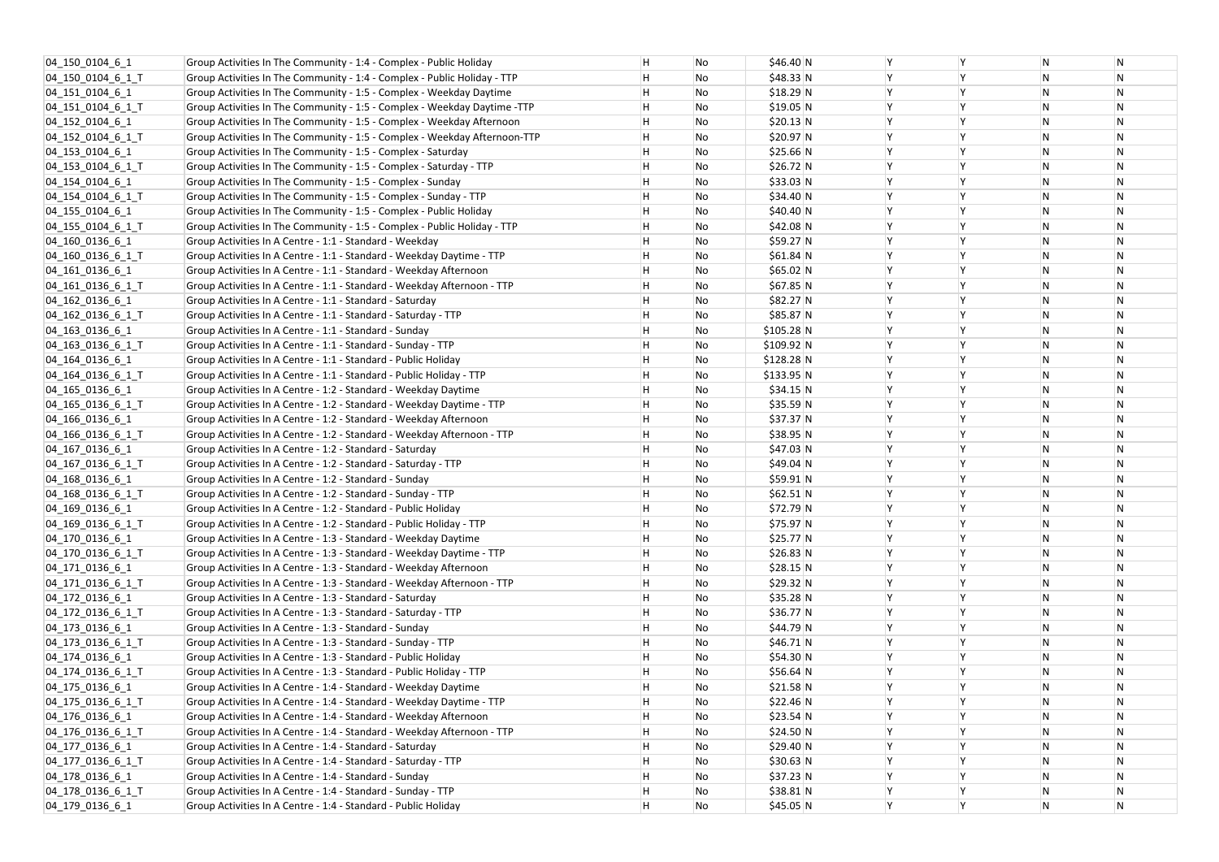| | | | | | | | | | |
|---|---|---|---|---|---|---|---|---|---|
| 04_150_0104_6_1 | Group Activities In The Community - 1:4 - Complex - Public Holiday | H | No | $46.40 | N | Y | Y | N | N |
| 04_150_0104_6_1_T | Group Activities In The Community - 1:4 - Complex - Public Holiday - TTP | H | No | $48.33 | N | Y | Y | N | N |
| 04_151_0104_6_1 | Group Activities In The Community - 1:5 - Complex - Weekday Daytime | H | No | $18.29 | N | Y | Y | N | N |
| 04_151_0104_6_1_T | Group Activities In The Community - 1:5 - Complex - Weekday Daytime -TTP | H | No | $19.05 | N | Y | Y | N | N |
| 04_152_0104_6_1 | Group Activities In The Community - 1:5 - Complex - Weekday Afternoon | H | No | $20.13 | N | Y | Y | N | N |
| 04_152_0104_6_1_T | Group Activities In The Community - 1:5 - Complex - Weekday Afternoon-TTP | H | No | $20.97 | N | Y | Y | N | N |
| 04_153_0104_6_1 | Group Activities In The Community - 1:5 - Complex - Saturday | H | No | $25.66 | N | Y | Y | N | N |
| 04_153_0104_6_1_T | Group Activities In The Community - 1:5 - Complex - Saturday - TTP | H | No | $26.72 | N | Y | Y | N | N |
| 04_154_0104_6_1 | Group Activities In The Community - 1:5 - Complex - Sunday | H | No | $33.03 | N | Y | Y | N | N |
| 04_154_0104_6_1_T | Group Activities In The Community - 1:5 - Complex - Sunday - TTP | H | No | $34.40 | N | Y | Y | N | N |
| 04_155_0104_6_1 | Group Activities In The Community - 1:5 - Complex - Public Holiday | H | No | $40.40 | N | Y | Y | N | N |
| 04_155_0104_6_1_T | Group Activities In The Community - 1:5 - Complex - Public Holiday - TTP | H | No | $42.08 | N | Y | Y | N | N |
| 04_160_0136_6_1 | Group Activities In A Centre - 1:1 - Standard - Weekday | H | No | $59.27 | N | Y | Y | N | N |
| 04_160_0136_6_1_T | Group Activities In A Centre - 1:1 - Standard - Weekday Daytime - TTP | H | No | $61.84 | N | Y | Y | N | N |
| 04_161_0136_6_1 | Group Activities In A Centre - 1:1 - Standard - Weekday Afternoon | H | No | $65.02 | N | Y | Y | N | N |
| 04_161_0136_6_1_T | Group Activities In A Centre - 1:1 - Standard - Weekday Afternoon - TTP | H | No | $67.85 | N | Y | Y | N | N |
| 04_162_0136_6_1 | Group Activities In A Centre - 1:1 - Standard - Saturday | H | No | $82.27 | N | Y | Y | N | N |
| 04_162_0136_6_1_T | Group Activities In A Centre - 1:1 - Standard - Saturday - TTP | H | No | $85.87 | N | Y | Y | N | N |
| 04_163_0136_6_1 | Group Activities In A Centre - 1:1 - Standard - Sunday | H | No | $105.28 | N | Y | Y | N | N |
| 04_163_0136_6_1_T | Group Activities In A Centre - 1:1 - Standard - Sunday - TTP | H | No | $109.92 | N | Y | Y | N | N |
| 04_164_0136_6_1 | Group Activities In A Centre - 1:1 - Standard - Public Holiday | H | No | $128.28 | N | Y | Y | N | N |
| 04_164_0136_6_1_T | Group Activities In A Centre - 1:1 - Standard - Public Holiday - TTP | H | No | $133.95 | N | Y | Y | N | N |
| 04_165_0136_6_1 | Group Activities In A Centre - 1:2 - Standard - Weekday Daytime | H | No | $34.15 | N | Y | Y | N | N |
| 04_165_0136_6_1_T | Group Activities In A Centre - 1:2 - Standard - Weekday Daytime - TTP | H | No | $35.59 | N | Y | Y | N | N |
| 04_166_0136_6_1 | Group Activities In A Centre - 1:2 - Standard - Weekday Afternoon | H | No | $37.37 | N | Y | Y | N | N |
| 04_166_0136_6_1_T | Group Activities In A Centre - 1:2 - Standard - Weekday Afternoon - TTP | H | No | $38.95 | N | Y | Y | N | N |
| 04_167_0136_6_1 | Group Activities In A Centre - 1:2 - Standard - Saturday | H | No | $47.03 | N | Y | Y | N | N |
| 04_167_0136_6_1_T | Group Activities In A Centre - 1:2 - Standard - Saturday - TTP | H | No | $49.04 | N | Y | Y | N | N |
| 04_168_0136_6_1 | Group Activities In A Centre - 1:2 - Standard - Sunday | H | No | $59.91 | N | Y | Y | N | N |
| 04_168_0136_6_1_T | Group Activities In A Centre - 1:2 - Standard - Sunday - TTP | H | No | $62.51 | N | Y | Y | N | N |
| 04_169_0136_6_1 | Group Activities In A Centre - 1:2 - Standard - Public Holiday | H | No | $72.79 | N | Y | Y | N | N |
| 04_169_0136_6_1_T | Group Activities In A Centre - 1:2 - Standard - Public Holiday - TTP | H | No | $75.97 | N | Y | Y | N | N |
| 04_170_0136_6_1 | Group Activities In A Centre - 1:3 - Standard - Weekday Daytime | H | No | $25.77 | N | Y | Y | N | N |
| 04_170_0136_6_1_T | Group Activities In A Centre - 1:3 - Standard - Weekday Daytime - TTP | H | No | $26.83 | N | Y | Y | N | N |
| 04_171_0136_6_1 | Group Activities In A Centre - 1:3 - Standard - Weekday Afternoon | H | No | $28.15 | N | Y | Y | N | N |
| 04_171_0136_6_1_T | Group Activities In A Centre - 1:3 - Standard - Weekday Afternoon - TTP | H | No | $29.32 | N | Y | Y | N | N |
| 04_172_0136_6_1 | Group Activities In A Centre - 1:3 - Standard - Saturday | H | No | $35.28 | N | Y | Y | N | N |
| 04_172_0136_6_1_T | Group Activities In A Centre - 1:3 - Standard - Saturday - TTP | H | No | $36.77 | N | Y | Y | N | N |
| 04_173_0136_6_1 | Group Activities In A Centre - 1:3 - Standard - Sunday | H | No | $44.79 | N | Y | Y | N | N |
| 04_173_0136_6_1_T | Group Activities In A Centre - 1:3 - Standard - Sunday - TTP | H | No | $46.71 | N | Y | Y | N | N |
| 04_174_0136_6_1 | Group Activities In A Centre - 1:3 - Standard - Public Holiday | H | No | $54.30 | N | Y | Y | N | N |
| 04_174_0136_6_1_T | Group Activities In A Centre - 1:3 - Standard - Public Holiday - TTP | H | No | $56.64 | N | Y | Y | N | N |
| 04_175_0136_6_1 | Group Activities In A Centre - 1:4 - Standard - Weekday Daytime | H | No | $21.58 | N | Y | Y | N | N |
| 04_175_0136_6_1_T | Group Activities In A Centre - 1:4 - Standard - Weekday Daytime - TTP | H | No | $22.46 | N | Y | Y | N | N |
| 04_176_0136_6_1 | Group Activities In A Centre - 1:4 - Standard - Weekday Afternoon | H | No | $23.54 | N | Y | Y | N | N |
| 04_176_0136_6_1_T | Group Activities In A Centre - 1:4 - Standard - Weekday Afternoon - TTP | H | No | $24.50 | N | Y | Y | N | N |
| 04_177_0136_6_1 | Group Activities In A Centre - 1:4 - Standard - Saturday | H | No | $29.40 | N | Y | Y | N | N |
| 04_177_0136_6_1_T | Group Activities In A Centre - 1:4 - Standard - Saturday - TTP | H | No | $30.63 | N | Y | Y | N | N |
| 04_178_0136_6_1 | Group Activities In A Centre - 1:4 - Standard - Sunday | H | No | $37.23 | N | Y | Y | N | N |
| 04_178_0136_6_1_T | Group Activities In A Centre - 1:4 - Standard - Sunday - TTP | H | No | $38.81 | N | Y | Y | N | N |
| 04_179_0136_6_1 | Group Activities In A Centre - 1:4 - Standard - Public Holiday | H | No | $45.05 | N | Y | Y | N | N |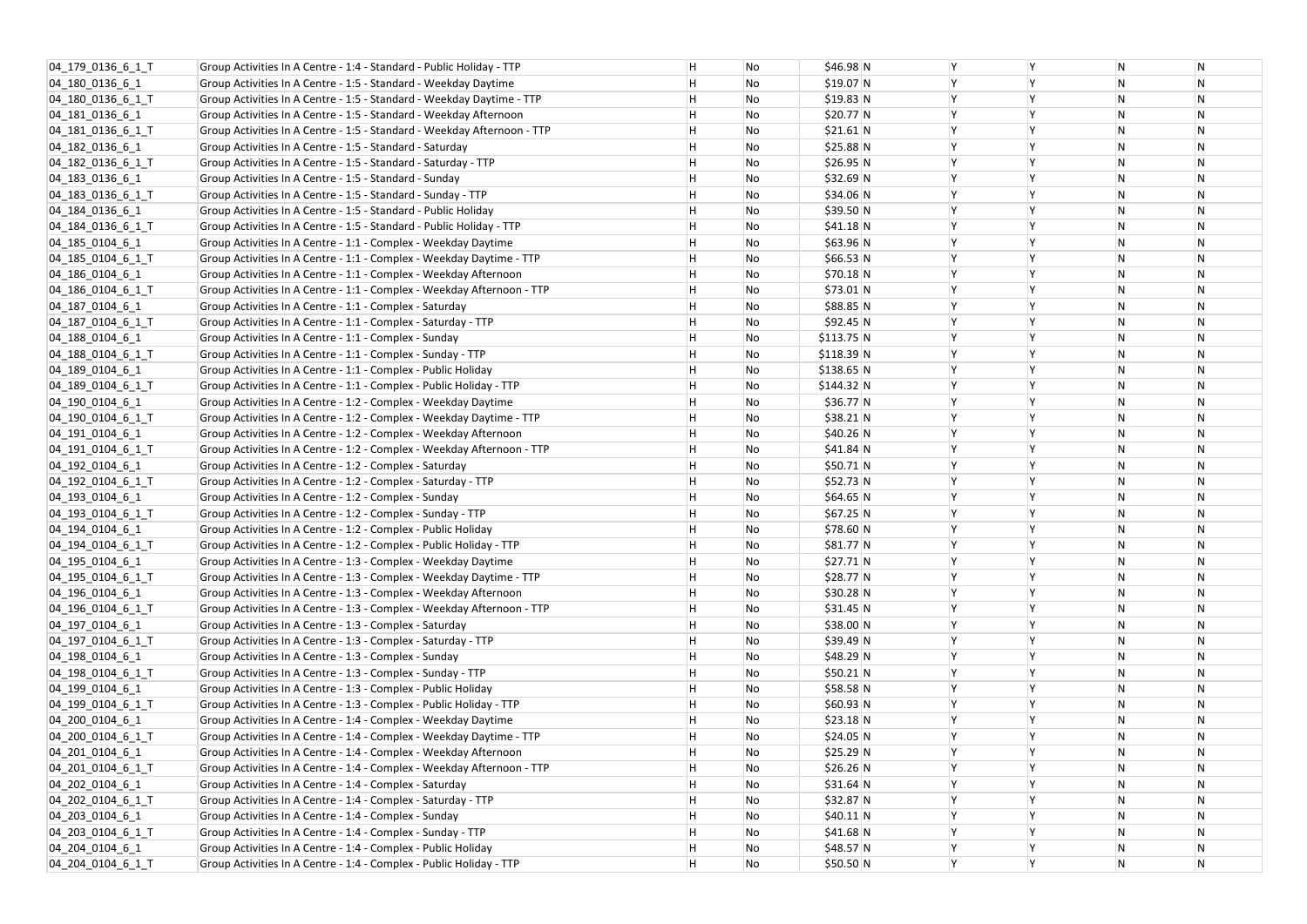| 04_179_0136_6_1_T | Group Activities In A Centre - 1:4 - Standard - Public Holiday - TTP | H | No | $46.98 | N | Y | Y | N | N |
|---|---|---|---|---|---|---|---|---|---|
| 04_180_0136_6_1 | Group Activities In A Centre - 1:5 - Standard - Weekday Daytime | H | No | $19.07 | N | Y | Y | N | N |
| 04_180_0136_6_1_T | Group Activities In A Centre - 1:5 - Standard - Weekday Daytime - TTP | H | No | $19.83 | N | Y | Y | N | N |
| 04_181_0136_6_1 | Group Activities In A Centre - 1:5 - Standard - Weekday Afternoon | H | No | $20.77 | N | Y | Y | N | N |
| 04_181_0136_6_1_T | Group Activities In A Centre - 1:5 - Standard - Weekday Afternoon - TTP | H | No | $21.61 | N | Y | Y | N | N |
| 04_182_0136_6_1 | Group Activities In A Centre - 1:5 - Standard - Saturday | H | No | $25.88 | N | Y | Y | N | N |
| 04_182_0136_6_1_T | Group Activities In A Centre - 1:5 - Standard - Saturday - TTP | H | No | $26.95 | N | Y | Y | N | N |
| 04_183_0136_6_1 | Group Activities In A Centre - 1:5 - Standard - Sunday | H | No | $32.69 | N | Y | Y | N | N |
| 04_183_0136_6_1_T | Group Activities In A Centre - 1:5 - Standard - Sunday - TTP | H | No | $34.06 | N | Y | Y | N | N |
| 04_184_0136_6_1 | Group Activities In A Centre - 1:5 - Standard - Public Holiday | H | No | $39.50 | N | Y | Y | N | N |
| 04_184_0136_6_1_T | Group Activities In A Centre - 1:5 - Standard - Public Holiday - TTP | H | No | $41.18 | N | Y | Y | N | N |
| 04_185_0104_6_1 | Group Activities In A Centre - 1:1 - Complex - Weekday Daytime | H | No | $63.96 | N | Y | Y | N | N |
| 04_185_0104_6_1_T | Group Activities In A Centre - 1:1 - Complex - Weekday Daytime - TTP | H | No | $66.53 | N | Y | Y | N | N |
| 04_186_0104_6_1 | Group Activities In A Centre - 1:1 - Complex - Weekday Afternoon | H | No | $70.18 | N | Y | Y | N | N |
| 04_186_0104_6_1_T | Group Activities In A Centre - 1:1 - Complex - Weekday Afternoon - TTP | H | No | $73.01 | N | Y | Y | N | N |
| 04_187_0104_6_1 | Group Activities In A Centre - 1:1 - Complex - Saturday | H | No | $88.85 | N | Y | Y | N | N |
| 04_187_0104_6_1_T | Group Activities In A Centre - 1:1 - Complex - Saturday - TTP | H | No | $92.45 | N | Y | Y | N | N |
| 04_188_0104_6_1 | Group Activities In A Centre - 1:1 - Complex - Sunday | H | No | $113.75 | N | Y | Y | N | N |
| 04_188_0104_6_1_T | Group Activities In A Centre - 1:1 - Complex - Sunday - TTP | H | No | $118.39 | N | Y | Y | N | N |
| 04_189_0104_6_1 | Group Activities In A Centre - 1:1 - Complex - Public Holiday | H | No | $138.65 | N | Y | Y | N | N |
| 04_189_0104_6_1_T | Group Activities In A Centre - 1:1 - Complex - Public Holiday - TTP | H | No | $144.32 | N | Y | Y | N | N |
| 04_190_0104_6_1 | Group Activities In A Centre - 1:2 - Complex - Weekday Daytime | H | No | $36.77 | N | Y | Y | N | N |
| 04_190_0104_6_1_T | Group Activities In A Centre - 1:2 - Complex - Weekday Daytime - TTP | H | No | $38.21 | N | Y | Y | N | N |
| 04_191_0104_6_1 | Group Activities In A Centre - 1:2 - Complex - Weekday Afternoon | H | No | $40.26 | N | Y | Y | N | N |
| 04_191_0104_6_1_T | Group Activities In A Centre - 1:2 - Complex - Weekday Afternoon - TTP | H | No | $41.84 | N | Y | Y | N | N |
| 04_192_0104_6_1 | Group Activities In A Centre - 1:2 - Complex - Saturday | H | No | $50.71 | N | Y | Y | N | N |
| 04_192_0104_6_1_T | Group Activities In A Centre - 1:2 - Complex - Saturday - TTP | H | No | $52.73 | N | Y | Y | N | N |
| 04_193_0104_6_1 | Group Activities In A Centre - 1:2 - Complex - Sunday | H | No | $64.65 | N | Y | Y | N | N |
| 04_193_0104_6_1_T | Group Activities In A Centre - 1:2 - Complex - Sunday - TTP | H | No | $67.25 | N | Y | Y | N | N |
| 04_194_0104_6_1 | Group Activities In A Centre - 1:2 - Complex - Public Holiday | H | No | $78.60 | N | Y | Y | N | N |
| 04_194_0104_6_1_T | Group Activities In A Centre - 1:2 - Complex - Public Holiday - TTP | H | No | $81.77 | N | Y | Y | N | N |
| 04_195_0104_6_1 | Group Activities In A Centre - 1:3 - Complex - Weekday Daytime | H | No | $27.71 | N | Y | Y | N | N |
| 04_195_0104_6_1_T | Group Activities In A Centre - 1:3 - Complex - Weekday Daytime - TTP | H | No | $28.77 | N | Y | Y | N | N |
| 04_196_0104_6_1 | Group Activities In A Centre - 1:3 - Complex - Weekday Afternoon | H | No | $30.28 | N | Y | Y | N | N |
| 04_196_0104_6_1_T | Group Activities In A Centre - 1:3 - Complex - Weekday Afternoon - TTP | H | No | $31.45 | N | Y | Y | N | N |
| 04_197_0104_6_1 | Group Activities In A Centre - 1:3 - Complex - Saturday | H | No | $38.00 | N | Y | Y | N | N |
| 04_197_0104_6_1_T | Group Activities In A Centre - 1:3 - Complex - Saturday - TTP | H | No | $39.49 | N | Y | Y | N | N |
| 04_198_0104_6_1 | Group Activities In A Centre - 1:3 - Complex - Sunday | H | No | $48.29 | N | Y | Y | N | N |
| 04_198_0104_6_1_T | Group Activities In A Centre - 1:3 - Complex - Sunday - TTP | H | No | $50.21 | N | Y | Y | N | N |
| 04_199_0104_6_1 | Group Activities In A Centre - 1:3 - Complex - Public Holiday | H | No | $58.58 | N | Y | Y | N | N |
| 04_199_0104_6_1_T | Group Activities In A Centre - 1:3 - Complex - Public Holiday - TTP | H | No | $60.93 | N | Y | Y | N | N |
| 04_200_0104_6_1 | Group Activities In A Centre - 1:4 - Complex - Weekday Daytime | H | No | $23.18 | N | Y | Y | N | N |
| 04_200_0104_6_1_T | Group Activities In A Centre - 1:4 - Complex - Weekday Daytime - TTP | H | No | $24.05 | N | Y | Y | N | N |
| 04_201_0104_6_1 | Group Activities In A Centre - 1:4 - Complex - Weekday Afternoon | H | No | $25.29 | N | Y | Y | N | N |
| 04_201_0104_6_1_T | Group Activities In A Centre - 1:4 - Complex - Weekday Afternoon - TTP | H | No | $26.26 | N | Y | Y | N | N |
| 04_202_0104_6_1 | Group Activities In A Centre - 1:4 - Complex - Saturday | H | No | $31.64 | N | Y | Y | N | N |
| 04_202_0104_6_1_T | Group Activities In A Centre - 1:4 - Complex - Saturday - TTP | H | No | $32.87 | N | Y | Y | N | N |
| 04_203_0104_6_1 | Group Activities In A Centre - 1:4 - Complex - Sunday | H | No | $40.11 | N | Y | Y | N | N |
| 04_203_0104_6_1_T | Group Activities In A Centre - 1:4 - Complex - Sunday - TTP | H | No | $41.68 | N | Y | Y | N | N |
| 04_204_0104_6_1 | Group Activities In A Centre - 1:4 - Complex - Public Holiday | H | No | $48.57 | N | Y | Y | N | N |
| 04_204_0104_6_1_T | Group Activities In A Centre - 1:4 - Complex - Public Holiday - TTP | H | No | $50.50 | N | Y | Y | N | N |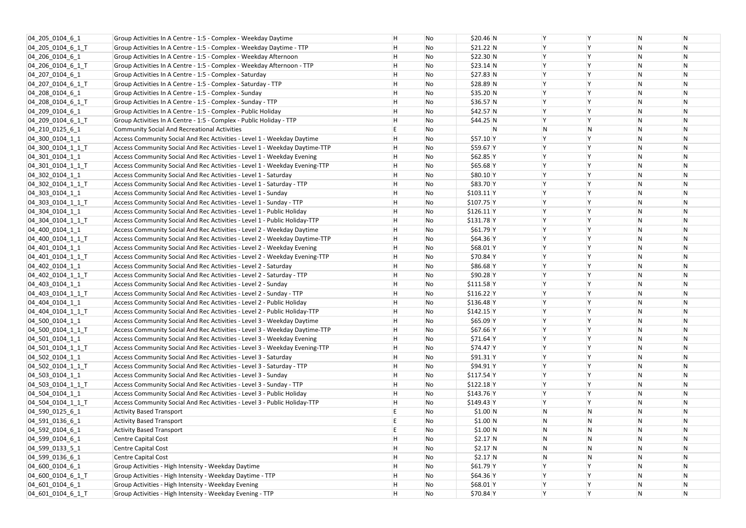| | | | | | | | | | |
|---|---|---|---|---|---|---|---|---|---|
| 04_205_0104_6_1 | Group Activities In A Centre - 1:5 - Complex - Weekday Daytime | H | No | $20.46 | N | Y | Y | N | N |
| 04_205_0104_6_1_T | Group Activities In A Centre - 1:5 - Complex - Weekday Daytime - TTP | H | No | $21.22 | N | Y | Y | N | N |
| 04_206_0104_6_1 | Group Activities In A Centre - 1:5 - Complex - Weekday Afternoon | H | No | $22.30 | N | Y | Y | N | N |
| 04_206_0104_6_1_T | Group Activities In A Centre - 1:5 - Complex - Weekday Afternoon - TTP | H | No | $23.14 | N | Y | Y | N | N |
| 04_207_0104_6_1 | Group Activities In A Centre - 1:5 - Complex - Saturday | H | No | $27.83 | N | Y | Y | N | N |
| 04_207_0104_6_1_T | Group Activities In A Centre - 1:5 - Complex - Saturday - TTP | H | No | $28.89 | N | Y | Y | N | N |
| 04_208_0104_6_1 | Group Activities In A Centre - 1:5 - Complex - Sunday | H | No | $35.20 | N | Y | Y | N | N |
| 04_208_0104_6_1_T | Group Activities In A Centre - 1:5 - Complex - Sunday - TTP | H | No | $36.57 | N | Y | Y | N | N |
| 04_209_0104_6_1 | Group Activities In A Centre - 1:5 - Complex - Public Holiday | H | No | $42.57 | N | Y | Y | N | N |
| 04_209_0104_6_1_T | Group Activities In A Centre - 1:5 - Complex - Public Holiday - TTP | H | No | $44.25 | N | Y | Y | N | N |
| 04_210_0125_6_1 | Community Social And Recreational Activities | E | No | | N | N | N | N | N |
| 04_300_0104_1_1 | Access Community Social And Rec Activities - Level 1 - Weekday Daytime | H | No | $57.10 | Y | Y | Y | N | N |
| 04_300_0104_1_1_T | Access Community Social And Rec Activities - Level 1 - Weekday Daytime-TTP | H | No | $59.67 | Y | Y | Y | N | N |
| 04_301_0104_1_1 | Access Community Social And Rec Activities - Level 1 - Weekday Evening | H | No | $62.85 | Y | Y | Y | N | N |
| 04_301_0104_1_1_T | Access Community Social And Rec Activities - Level 1 - Weekday Evening-TTP | H | No | $65.68 | Y | Y | Y | N | N |
| 04_302_0104_1_1 | Access Community Social And Rec Activities - Level 1 - Saturday | H | No | $80.10 | Y | Y | Y | N | N |
| 04_302_0104_1_1_T | Access Community Social And Rec Activities - Level 1 - Saturday - TTP | H | No | $83.70 | Y | Y | Y | N | N |
| 04_303_0104_1_1 | Access Community Social And Rec Activities - Level 1 - Sunday | H | No | $103.11 | Y | Y | Y | N | N |
| 04_303_0104_1_1_T | Access Community Social And Rec Activities - Level 1 - Sunday - TTP | H | No | $107.75 | Y | Y | Y | N | N |
| 04_304_0104_1_1 | Access Community Social And Rec Activities - Level 1 - Public Holiday | H | No | $126.11 | Y | Y | Y | N | N |
| 04_304_0104_1_1_T | Access Community Social And Rec Activities - Level 1 - Public Holiday-TTP | H | No | $131.78 | Y | Y | Y | N | N |
| 04_400_0104_1_1 | Access Community Social And Rec Activities - Level 2 - Weekday Daytime | H | No | $61.79 | Y | Y | Y | N | N |
| 04_400_0104_1_1_T | Access Community Social And Rec Activities - Level 2 - Weekday Daytime-TTP | H | No | $64.36 | Y | Y | Y | N | N |
| 04_401_0104_1_1 | Access Community Social And Rec Activities - Level 2 - Weekday Evening | H | No | $68.01 | Y | Y | Y | N | N |
| 04_401_0104_1_1_T | Access Community Social And Rec Activities - Level 2 - Weekday Evening-TTP | H | No | $70.84 | Y | Y | Y | N | N |
| 04_402_0104_1_1 | Access Community Social And Rec Activities - Level 2 - Saturday | H | No | $86.68 | Y | Y | Y | N | N |
| 04_402_0104_1_1_T | Access Community Social And Rec Activities - Level 2 - Saturday - TTP | H | No | $90.28 | Y | Y | Y | N | N |
| 04_403_0104_1_1 | Access Community Social And Rec Activities - Level 2 - Sunday | H | No | $111.58 | Y | Y | Y | N | N |
| 04_403_0104_1_1_T | Access Community Social And Rec Activities - Level 2 - Sunday - TTP | H | No | $116.22 | Y | Y | Y | N | N |
| 04_404_0104_1_1 | Access Community Social And Rec Activities - Level 2 - Public Holiday | H | No | $136.48 | Y | Y | Y | N | N |
| 04_404_0104_1_1_T | Access Community Social And Rec Activities - Level 2 - Public Holiday-TTP | H | No | $142.15 | Y | Y | Y | N | N |
| 04_500_0104_1_1 | Access Community Social And Rec Activities - Level 3 - Weekday Daytime | H | No | $65.09 | Y | Y | Y | N | N |
| 04_500_0104_1_1_T | Access Community Social And Rec Activities - Level 3 - Weekday Daytime-TTP | H | No | $67.66 | Y | Y | Y | N | N |
| 04_501_0104_1_1 | Access Community Social And Rec Activities - Level 3 - Weekday Evening | H | No | $71.64 | Y | Y | Y | N | N |
| 04_501_0104_1_1_T | Access Community Social And Rec Activities - Level 3 - Weekday Evening-TTP | H | No | $74.47 | Y | Y | Y | N | N |
| 04_502_0104_1_1 | Access Community Social And Rec Activities - Level 3 - Saturday | H | No | $91.31 | Y | Y | Y | N | N |
| 04_502_0104_1_1_T | Access Community Social And Rec Activities - Level 3 - Saturday - TTP | H | No | $94.91 | Y | Y | Y | N | N |
| 04_503_0104_1_1 | Access Community Social And Rec Activities - Level 3 - Sunday | H | No | $117.54 | Y | Y | Y | N | N |
| 04_503_0104_1_1_T | Access Community Social And Rec Activities - Level 3 - Sunday - TTP | H | No | $122.18 | Y | Y | Y | N | N |
| 04_504_0104_1_1 | Access Community Social And Rec Activities - Level 3 - Public Holiday | H | No | $143.76 | Y | Y | Y | N | N |
| 04_504_0104_1_1_T | Access Community Social And Rec Activities - Level 3 - Public Holiday-TTP | H | No | $149.43 | Y | Y | Y | N | N |
| 04_590_0125_6_1 | Activity Based Transport | E | No | $1.00 | N | N | N | N | N |
| 04_591_0136_6_1 | Activity Based Transport | E | No | $1.00 | N | N | N | N | N |
| 04_592_0104_6_1 | Activity Based Transport | E | No | $1.00 | N | N | N | N | N |
| 04_599_0104_6_1 | Centre Capital Cost | H | No | $2.17 | N | N | N | N | N |
| 04_599_0133_5_1 | Centre Capital Cost | H | No | $2.17 | N | N | N | N | N |
| 04_599_0136_6_1 | Centre Capital Cost | H | No | $2.17 | N | N | N | N | N |
| 04_600_0104_6_1 | Group Activities - High Intensity - Weekday Daytime | H | No | $61.79 | Y | Y | Y | N | N |
| 04_600_0104_6_1_T | Group Activities - High Intensity - Weekday Daytime - TTP | H | No | $64.36 | Y | Y | Y | N | N |
| 04_601_0104_6_1 | Group Activities - High Intensity - Weekday Evening | H | No | $68.01 | Y | Y | Y | N | N |
| 04_601_0104_6_1_T | Group Activities - High Intensity - Weekday Evening - TTP | H | No | $70.84 | Y | Y | Y | N | N |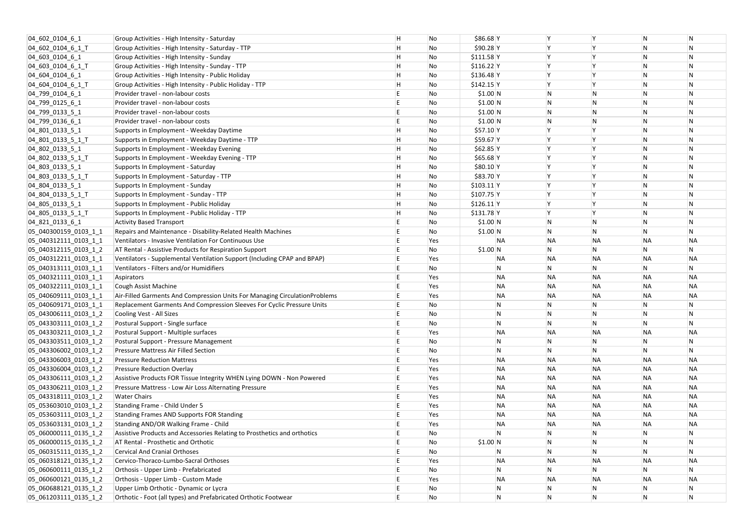| | | | | | | | | | | |
|---|---|---|---|---|---|---|---|---|---|---|
| 04_602_0104_6_1 | Group Activities - High Intensity - Saturday | H | No | $86.68 | Y | Y | Y | N | N |
| 04_602_0104_6_1_T | Group Activities - High Intensity - Saturday - TTP | H | No | $90.28 | Y | Y | Y | N | N |
| 04_603_0104_6_1 | Group Activities - High Intensity - Sunday | H | No | $111.58 | Y | Y | Y | N | N |
| 04_603_0104_6_1_T | Group Activities - High Intensity - Sunday - TTP | H | No | $116.22 | Y | Y | Y | N | N |
| 04_604_0104_6_1 | Group Activities - High Intensity - Public Holiday | H | No | $136.48 | Y | Y | Y | N | N |
| 04_604_0104_6_1_T | Group Activities - High Intensity - Public Holiday - TTP | H | No | $142.15 | Y | Y | Y | N | N |
| 04_799_0104_6_1 | Provider travel - non-labour costs | E | No | $1.00 | N | N | N | N | N |
| 04_799_0125_6_1 | Provider travel - non-labour costs | E | No | $1.00 | N | N | N | N | N |
| 04_799_0133_5_1 | Provider travel - non-labour costs | E | No | $1.00 | N | N | N | N | N |
| 04_799_0136_6_1 | Provider travel - non-labour costs | E | No | $1.00 | N | N | N | N | N |
| 04_801_0133_5_1 | Supports in Employment - Weekday Daytime | H | No | $57.10 | Y | Y | Y | N | N |
| 04_801_0133_5_1_T | Supports in Employment - Weekday Daytime - TTP | H | No | $59.67 | Y | Y | Y | N | N |
| 04_802_0133_5_1 | Supports In Employment - Weekday Evening | H | No | $62.85 | Y | Y | Y | N | N |
| 04_802_0133_5_1_T | Supports In Employment - Weekday Evening - TTP | H | No | $65.68 | Y | Y | Y | N | N |
| 04_803_0133_5_1 | Supports In Employment - Saturday | H | No | $80.10 | Y | Y | Y | N | N |
| 04_803_0133_5_1_T | Supports In Employment - Saturday - TTP | H | No | $83.70 | Y | Y | Y | N | N |
| 04_804_0133_5_1 | Supports In Employment - Sunday | H | No | $103.11 | Y | Y | Y | N | N |
| 04_804_0133_5_1_T | Supports In Employment - Sunday - TTP | H | No | $107.75 | Y | Y | Y | N | N |
| 04_805_0133_5_1 | Supports In Employment - Public Holiday | H | No | $126.11 | Y | Y | Y | N | N |
| 04_805_0133_5_1_T | Supports In Employment - Public Holiday - TTP | H | No | $131.78 | Y | Y | Y | N | N |
| 04_821_0133_6_1 | Activity Based Transport | E | No | $1.00 | N | N | N | N | N |
| 05_040300159_0103_1_1 | Repairs and Maintenance - Disability-Related Health Machines | E | No | $1.00 | N | N | N | N | N |
| 05_040312111_0103_1_1 | Ventilators - Invasive Ventilation For Continuous Use | E | Yes | | NA | NA | NA | NA | NA |
| 05_040312115_0103_1_2 | AT Rental - Assistive Products for Respiration Support | E | No | $1.00 | N | N | N | N | N |
| 05_040312211_0103_1_1 | Ventilators - Supplemental Ventilation Support (Including CPAP and BPAP) | E | Yes | | NA | NA | NA | NA | NA |
| 05_040313111_0103_1_1 | Ventilators - Filters and/or Humidifiers | E | No | | N | N | N | N | N |
| 05_040321111_0103_1_1 | Aspirators | E | Yes | | NA | NA | NA | NA | NA |
| 05_040322111_0103_1_1 | Cough Assist Machine | E | Yes | | NA | NA | NA | NA | NA |
| 05_040609111_0103_1_1 | Air-Filled Garments And Compression Units For Managing CirculationProblems | E | Yes | | NA | NA | NA | NA | NA |
| 05_040609171_0103_1_1 | Replacement Garments And Compression Sleeves For Cyclic Pressure Units | E | No | | N | N | N | N | N |
| 05_043006111_0103_1_2 | Cooling Vest - All Sizes | E | No | | N | N | N | N | N |
| 05_043303111_0103_1_2 | Postural Support - Single surface | E | No | | N | N | N | N | N |
| 05_043303211_0103_1_2 | Postural Support - Multiple surfaces | E | Yes | | NA | NA | NA | NA | NA |
| 05_043303511_0103_1_2 | Postural Support - Pressure Management | E | No | | N | N | N | N | N |
| 05_043306002_0103_1_2 | Pressure Mattress Air Filled Section | E | No | | N | N | N | N | N |
| 05_043306003_0103_1_2 | Pressure Reduction Mattress | E | Yes | | NA | NA | NA | NA | NA |
| 05_043306004_0103_1_2 | Pressure Reduction Overlay | E | Yes | | NA | NA | NA | NA | NA |
| 05_043306111_0103_1_2 | Assistive Products FOR Tissue Integrity WHEN Lying DOWN - Non Powered | E | Yes | | NA | NA | NA | NA | NA |
| 05_043306211_0103_1_2 | Pressure Mattress - Low Air Loss Alternating Pressure | E | Yes | | NA | NA | NA | NA | NA |
| 05_043318111_0103_1_2 | Water Chairs | E | Yes | | NA | NA | NA | NA | NA |
| 05_053603010_0103_1_2 | Standing Frame - Child Under 5 | E | Yes | | NA | NA | NA | NA | NA |
| 05_053603111_0103_1_2 | Standing Frames AND Supports FOR Standing | E | Yes | | NA | NA | NA | NA | NA |
| 05_053603131_0103_1_2 | Standing AND/OR Walking Frame - Child | E | Yes | | NA | NA | NA | NA | NA |
| 05_060000111_0135_1_2 | Assistive Products and Accessories Relating to Prosthetics and orthotics | E | No | | N | N | N | N | N |
| 05_060000115_0135_1_2 | AT Rental - Prosthetic and Orthotic | E | No | $1.00 | N | N | N | N | N |
| 05_060315111_0135_1_2 | Cervical And Cranial Orthoses | E | No | | N | N | N | N | N |
| 05_060318121_0135_1_2 | Cervico-Thoraco-Lumbo-Sacral Orthoses | E | Yes | | NA | NA | NA | NA | NA |
| 05_060600111_0135_1_2 | Orthosis - Upper Limb - Prefabricated | E | No | | N | N | N | N | N |
| 05_060600121_0135_1_2 | Orthosis - Upper Limb - Custom Made | E | Yes | | NA | NA | NA | NA | NA |
| 05_060688121_0135_1_2 | Upper Limb Orthotic - Dynamic or Lycra | E | No | | N | N | N | N | N |
| 05_061203111_0135_1_2 | Orthotic - Foot (all types) and Prefabricated Orthotic Footwear | E | No | | N | N | N | N | N |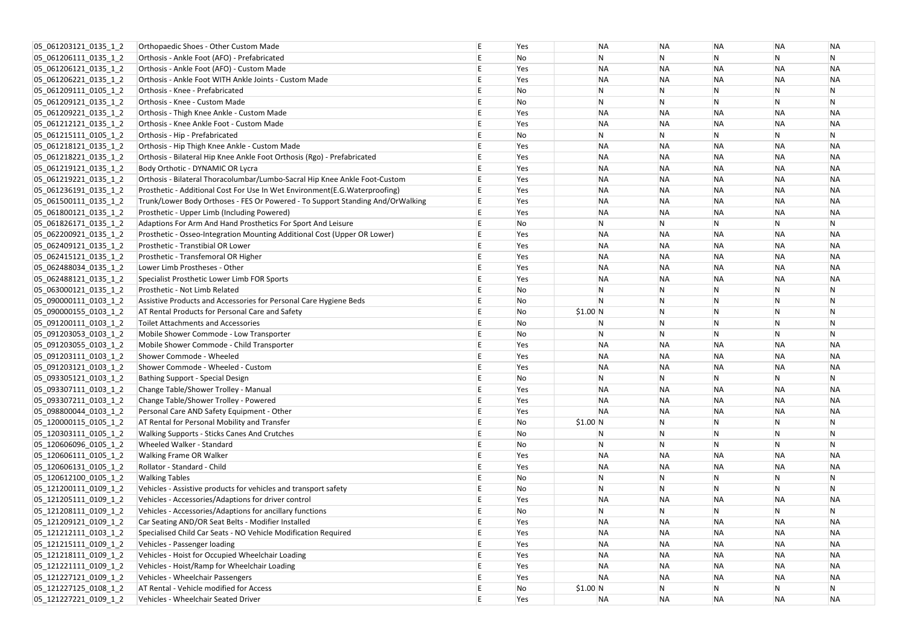| | | | | | | | | | |
|---|---|---|---|---|---|---|---|---|---|
| 05_061203121_0135_1_2 | Orthopaedic Shoes - Other Custom Made | E | Yes | | NA | NA | NA | NA | NA |
| 05_061206111_0135_1_2 | Orthosis - Ankle Foot (AFO) - Prefabricated | E | No | | N | N | N | N | N |
| 05_061206121_0135_1_2 | Orthosis - Ankle Foot (AFO) - Custom Made | E | Yes | | NA | NA | NA | NA | NA |
| 05_061206221_0135_1_2 | Orthosis - Ankle Foot WITH Ankle Joints - Custom Made | E | Yes | | NA | NA | NA | NA | NA |
| 05_061209111_0105_1_2 | Orthosis - Knee - Prefabricated | E | No | | N | N | N | N | N |
| 05_061209121_0135_1_2 | Orthosis - Knee - Custom Made | E | No | | N | N | N | N | N |
| 05_061209221_0135_1_2 | Orthosis - Thigh Knee Ankle - Custom Made | E | Yes | | NA | NA | NA | NA | NA |
| 05_061212121_0135_1_2 | Orthosis - Knee Ankle Foot - Custom Made | E | Yes | | NA | NA | NA | NA | NA |
| 05_061215111_0105_1_2 | Orthosis - Hip - Prefabricated | E | No | | N | N | N | N | N |
| 05_061218121_0135_1_2 | Orthosis - Hip Thigh Knee Ankle - Custom Made | E | Yes | | NA | NA | NA | NA | NA |
| 05_061218221_0135_1_2 | Orthosis - Bilateral Hip Knee Ankle Foot Orthosis (Rgo) - Prefabricated | E | Yes | | NA | NA | NA | NA | NA |
| 05_061219121_0135_1_2 | Body Orthotic - DYNAMIC OR Lycra | E | Yes | | NA | NA | NA | NA | NA |
| 05_061219221_0135_1_2 | Orthosis - Bilateral Thoracolumbar/Lumbo-Sacral Hip Knee Ankle Foot-Custom | E | Yes | | NA | NA | NA | NA | NA |
| 05_061236191_0135_1_2 | Prosthetic - Additional Cost For Use In Wet Environment(E.G.Waterproofing) | E | Yes | | NA | NA | NA | NA | NA |
| 05_061500111_0135_1_2 | Trunk/Lower Body Orthoses - FES Or Powered - To Support Standing And/OrWalking | E | Yes | | NA | NA | NA | NA | NA |
| 05_061800121_0135_1_2 | Prosthetic - Upper Limb (Including Powered) | E | Yes | | NA | NA | NA | NA | NA |
| 05_061826171_0135_1_2 | Adaptions For Arm And Hand Prosthetics For Sport And Leisure | E | No | | N | N | N | N | N |
| 05_062200921_0135_1_2 | Prosthetic - Osseo-Integration Mounting Additional Cost (Upper OR Lower) | E | Yes | | NA | NA | NA | NA | NA |
| 05_062409121_0135_1_2 | Prosthetic - Transtibial OR Lower | E | Yes | | NA | NA | NA | NA | NA |
| 05_062415121_0135_1_2 | Prosthetic - Transfemoral OR Higher | E | Yes | | NA | NA | NA | NA | NA |
| 05_062488034_0135_1_2 | Lower Limb Prostheses - Other | E | Yes | | NA | NA | NA | NA | NA |
| 05_062488121_0135_1_2 | Specialist Prosthetic Lower Limb FOR Sports | E | Yes | | NA | NA | NA | NA | NA |
| 05_063000121_0135_1_2 | Prosthetic - Not Limb Related | E | No | | N | N | N | N | N |
| 05_090000111_0103_1_2 | Assistive Products and Accessories for Personal Care Hygiene Beds | E | No | | N | N | N | N | N |
| 05_090000155_0103_1_2 | AT Rental Products for Personal Care and Safety | E | No | $1.00 | N | N | N | N | N |
| 05_091200111_0103_1_2 | Toilet Attachments and Accessories | E | No | | N | N | N | N | N |
| 05_091203053_0103_1_2 | Mobile Shower Commode - Low Transporter | E | No | | N | N | N | N | N |
| 05_091203055_0103_1_2 | Mobile Shower Commode - Child Transporter | E | Yes | | NA | NA | NA | NA | NA |
| 05_091203111_0103_1_2 | Shower Commode - Wheeled | E | Yes | | NA | NA | NA | NA | NA |
| 05_091203121_0103_1_2 | Shower Commode - Wheeled - Custom | E | Yes | | NA | NA | NA | NA | NA |
| 05_093305121_0103_1_2 | Bathing Support - Special Design | E | No | | N | N | N | N | N |
| 05_093307111_0103_1_2 | Change Table/Shower Trolley - Manual | E | Yes | | NA | NA | NA | NA | NA |
| 05_093307211_0103_1_2 | Change Table/Shower Trolley - Powered | E | Yes | | NA | NA | NA | NA | NA |
| 05_098800044_0103_1_2 | Personal Care AND Safety Equipment - Other | E | Yes | | NA | NA | NA | NA | NA |
| 05_120000115_0105_1_2 | AT Rental for Personal Mobility and Transfer | E | No | $1.00 | N | N | N | N | N |
| 05_120303111_0105_1_2 | Walking Supports - Sticks Canes And Crutches | E | No | | N | N | N | N | N |
| 05_120606096_0105_1_2 | Wheeled Walker - Standard | E | No | | N | N | N | N | N |
| 05_120606111_0105_1_2 | Walking Frame OR Walker | E | Yes | | NA | NA | NA | NA | NA |
| 05_120606131_0105_1_2 | Rollator - Standard - Child | E | Yes | | NA | NA | NA | NA | NA |
| 05_120612100_0105_1_2 | Walking Tables | E | No | | N | N | N | N | N |
| 05_121200111_0109_1_2 | Vehicles - Assistive products for vehicles and transport safety | E | No | | N | N | N | N | N |
| 05_121205111_0109_1_2 | Vehicles - Accessories/Adaptions for driver control | E | Yes | | NA | NA | NA | NA | NA |
| 05_121208111_0109_1_2 | Vehicles - Accessories/Adaptions for ancillary functions | E | No | | N | N | N | N | N |
| 05_121209121_0109_1_2 | Car Seating AND/OR Seat Belts - Modifier Installed | E | Yes | | NA | NA | NA | NA | NA |
| 05_121212111_0103_1_2 | Specialised Child Car Seats - NO Vehicle Modification Required | E | Yes | | NA | NA | NA | NA | NA |
| 05_121215111_0109_1_2 | Vehicles - Passenger loading | E | Yes | | NA | NA | NA | NA | NA |
| 05_121218111_0109_1_2 | Vehicles - Hoist for Occupied Wheelchair Loading | E | Yes | | NA | NA | NA | NA | NA |
| 05_121221111_0109_1_2 | Vehicles - Hoist/Ramp for Wheelchair Loading | E | Yes | | NA | NA | NA | NA | NA |
| 05_121227121_0109_1_2 | Vehicles - Wheelchair Passengers | E | Yes | | NA | NA | NA | NA | NA |
| 05_121227125_0108_1_2 | AT Rental - Vehicle modified for Access | E | No | $1.00 | N | N | N | N | N |
| 05_121227221_0109_1_2 | Vehicles - Wheelchair Seated Driver | E | Yes | | NA | NA | NA | NA | NA |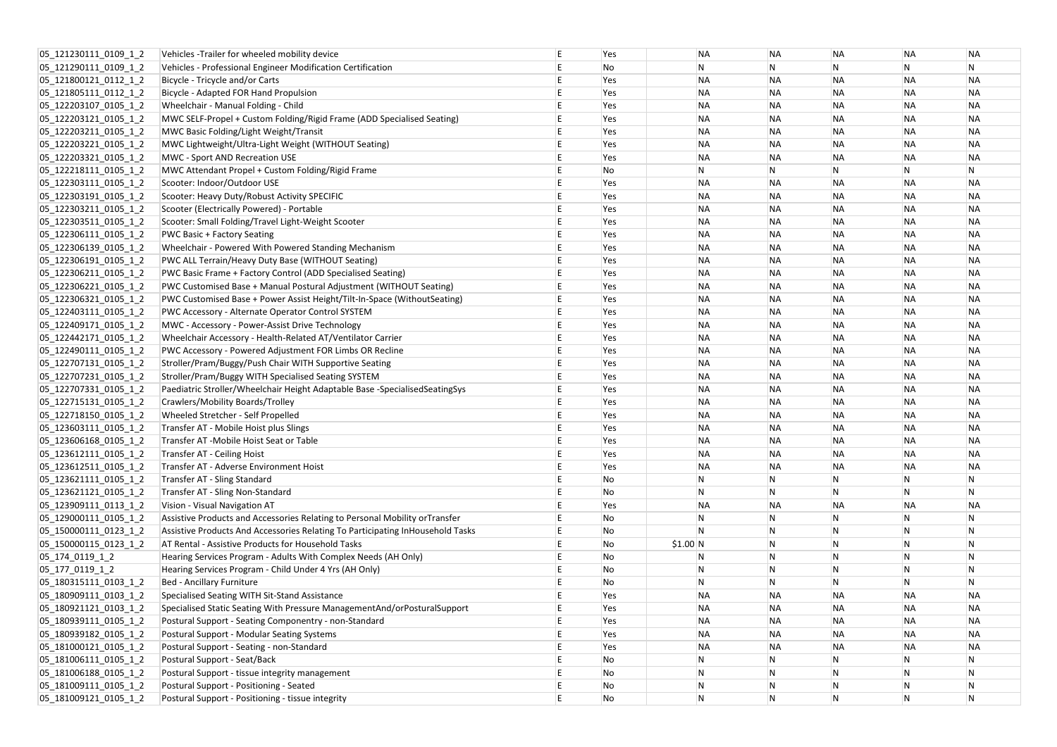| | | | | | | | | | |
|---|---|---|---|---|---|---|---|---|---|
| 05_121230111_0109_1_2 | Vehicles -Trailer for wheeled mobility device | E | Yes | | NA | NA | NA | NA | NA |
| 05_121290111_0109_1_2 | Vehicles - Professional Engineer Modification Certification | E | No | | N | N | N | N | N |
| 05_121800121_0112_1_2 | Bicycle - Tricycle and/or Carts | E | Yes | | NA | NA | NA | NA | NA |
| 05_121805111_0112_1_2 | Bicycle - Adapted FOR Hand Propulsion | E | Yes | | NA | NA | NA | NA | NA |
| 05_122203107_0105_1_2 | Wheelchair - Manual Folding - Child | E | Yes | | NA | NA | NA | NA | NA |
| 05_122203121_0105_1_2 | MWC SELF-Propel + Custom Folding/Rigid Frame (ADD Specialised Seating) | E | Yes | | NA | NA | NA | NA | NA |
| 05_122203211_0105_1_2 | MWC Basic Folding/Light Weight/Transit | E | Yes | | NA | NA | NA | NA | NA |
| 05_122203221_0105_1_2 | MWC Lightweight/Ultra-Light Weight (WITHOUT Seating) | E | Yes | | NA | NA | NA | NA | NA |
| 05_122203321_0105_1_2 | MWC - Sport AND Recreation USE | E | Yes | | NA | NA | NA | NA | NA |
| 05_122218111_0105_1_2 | MWC Attendant Propel + Custom Folding/Rigid Frame | E | No | | N | N | N | N | N |
| 05_122303111_0105_1_2 | Scooter: Indoor/Outdoor USE | E | Yes | | NA | NA | NA | NA | NA |
| 05_122303191_0105_1_2 | Scooter: Heavy Duty/Robust Activity SPECIFIC | E | Yes | | NA | NA | NA | NA | NA |
| 05_122303211_0105_1_2 | Scooter (Electrically Powered) - Portable | E | Yes | | NA | NA | NA | NA | NA |
| 05_122303511_0105_1_2 | Scooter: Small Folding/Travel Light-Weight Scooter | E | Yes | | NA | NA | NA | NA | NA |
| 05_122306111_0105_1_2 | PWC Basic + Factory Seating | E | Yes | | NA | NA | NA | NA | NA |
| 05_122306139_0105_1_2 | Wheelchair - Powered With Powered Standing Mechanism | E | Yes | | NA | NA | NA | NA | NA |
| 05_122306191_0105_1_2 | PWC ALL Terrain/Heavy Duty Base (WITHOUT Seating) | E | Yes | | NA | NA | NA | NA | NA |
| 05_122306211_0105_1_2 | PWC Basic Frame + Factory Control (ADD Specialised Seating) | E | Yes | | NA | NA | NA | NA | NA |
| 05_122306221_0105_1_2 | PWC Customised Base + Manual Postural Adjustment (WITHOUT Seating) | E | Yes | | NA | NA | NA | NA | NA |
| 05_122306321_0105_1_2 | PWC Customised Base + Power Assist Height/Tilt-In-Space (WithoutSeating) | E | Yes | | NA | NA | NA | NA | NA |
| 05_122403111_0105_1_2 | PWC Accessory - Alternate Operator Control SYSTEM | E | Yes | | NA | NA | NA | NA | NA |
| 05_122409171_0105_1_2 | MWC - Accessory - Power-Assist Drive Technology | E | Yes | | NA | NA | NA | NA | NA |
| 05_122442171_0105_1_2 | Wheelchair Accessory - Health-Related AT/Ventilator Carrier | E | Yes | | NA | NA | NA | NA | NA |
| 05_122490111_0105_1_2 | PWC Accessory - Powered Adjustment FOR Limbs OR Recline | E | Yes | | NA | NA | NA | NA | NA |
| 05_122707131_0105_1_2 | Stroller/Pram/Buggy/Push Chair WITH Supportive Seating | E | Yes | | NA | NA | NA | NA | NA |
| 05_122707231_0105_1_2 | Stroller/Pram/Buggy WITH Specialised Seating SYSTEM | E | Yes | | NA | NA | NA | NA | NA |
| 05_122707331_0105_1_2 | Paediatric Stroller/Wheelchair Height Adaptable Base -SpecialisedSeatingSys | E | Yes | | NA | NA | NA | NA | NA |
| 05_122715131_0105_1_2 | Crawlers/Mobility Boards/Trolley | E | Yes | | NA | NA | NA | NA | NA |
| 05_122718150_0105_1_2 | Wheeled Stretcher - Self Propelled | E | Yes | | NA | NA | NA | NA | NA |
| 05_123603111_0105_1_2 | Transfer AT - Mobile Hoist plus Slings | E | Yes | | NA | NA | NA | NA | NA |
| 05_123606168_0105_1_2 | Transfer AT -Mobile Hoist Seat or Table | E | Yes | | NA | NA | NA | NA | NA |
| 05_123612111_0105_1_2 | Transfer AT - Ceiling Hoist | E | Yes | | NA | NA | NA | NA | NA |
| 05_123612511_0105_1_2 | Transfer AT - Adverse Environment Hoist | E | Yes | | NA | NA | NA | NA | NA |
| 05_123621111_0105_1_2 | Transfer AT - Sling Standard | E | No | | N | N | N | N | N |
| 05_123621121_0105_1_2 | Transfer AT - Sling Non-Standard | E | No | | N | N | N | N | N |
| 05_123909111_0113_1_2 | Vision - Visual Navigation AT | E | Yes | | NA | NA | NA | NA | NA |
| 05_129000111_0105_1_2 | Assistive Products and Accessories Relating to Personal Mobility orTransfer | E | No | | N | N | N | N | N |
| 05_150000111_0123_1_2 | Assistive Products And Accessories Relating To Participating InHousehold Tasks | E | No | | N | N | N | N | N |
| 05_150000115_0123_1_2 | AT Rental - Assistive Products for Household Tasks | E | No | $1.00 | N | N | N | N | N |
| 05_174_0119_1_2 | Hearing Services Program - Adults With Complex Needs (AH Only) | E | No | | N | N | N | N | N |
| 05_177_0119_1_2 | Hearing Services Program - Child Under 4 Yrs (AH Only) | E | No | | N | N | N | N | N |
| 05_180315111_0103_1_2 | Bed - Ancillary Furniture | E | No | | N | N | N | N | N |
| 05_180909111_0103_1_2 | Specialised Seating WITH Sit-Stand Assistance | E | Yes | | NA | NA | NA | NA | NA |
| 05_180921121_0103_1_2 | Specialised Static Seating With Pressure ManagementAnd/orPosturalSupport | E | Yes | | NA | NA | NA | NA | NA |
| 05_180939111_0105_1_2 | Postural Support - Seating Componentry - non-Standard | E | Yes | | NA | NA | NA | NA | NA |
| 05_180939182_0105_1_2 | Postural Support - Modular Seating Systems | E | Yes | | NA | NA | NA | NA | NA |
| 05_181000121_0105_1_2 | Postural Support - Seating - non-Standard | E | Yes | | NA | NA | NA | NA | NA |
| 05_181006111_0105_1_2 | Postural Support - Seat/Back | E | No | | N | N | N | N | N |
| 05_181006188_0105_1_2 | Postural Support - tissue integrity management | E | No | | N | N | N | N | N |
| 05_181009111_0105_1_2 | Postural Support - Positioning - Seated | E | No | | N | N | N | N | N |
| 05_181009121_0105_1_2 | Postural Support - Positioning - tissue integrity | E | No | | N | N | N | N | N |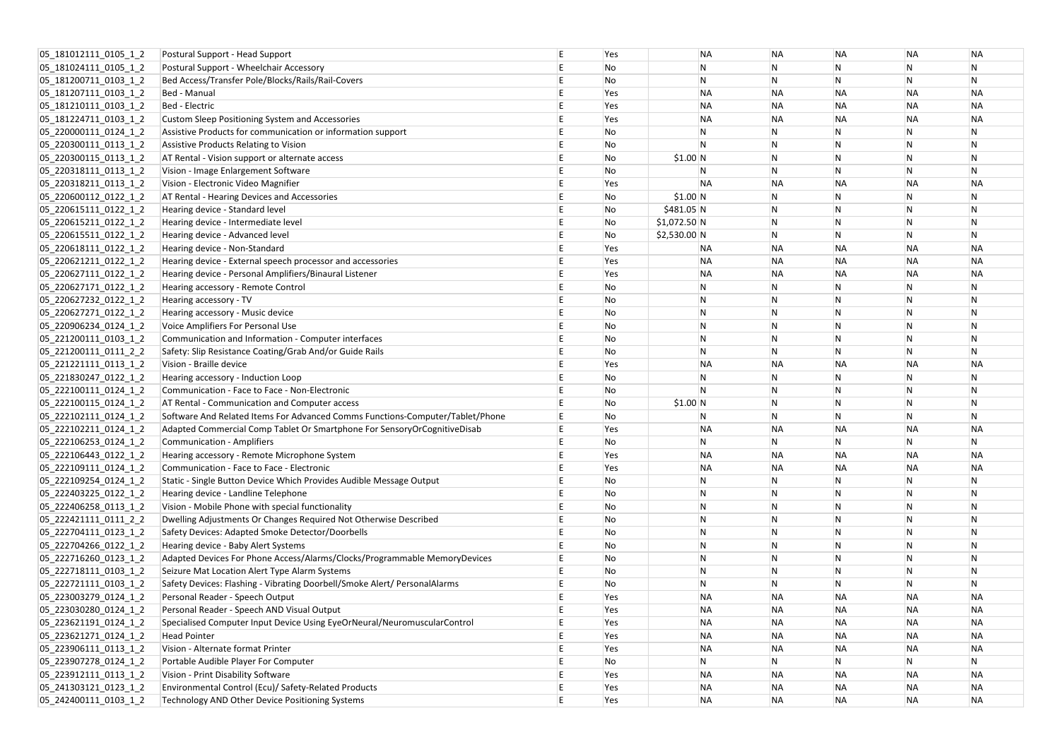| | | | | | | | | | |
|---|---|---|---|---|---|---|---|---|---|
| 05_181012111_0105_1_2 | Postural Support - Head Support | E | Yes | | NA | NA | NA | NA | NA |
| 05_181024111_0105_1_2 | Postural Support - Wheelchair Accessory | E | No | | N | N | N | N | N |
| 05_181200711_0103_1_2 | Bed Access/Transfer Pole/Blocks/Rails/Rail-Covers | E | No | | N | N | N | N | N |
| 05_181207111_0103_1_2 | Bed - Manual | E | Yes | | NA | NA | NA | NA | NA |
| 05_181210111_0103_1_2 | Bed - Electric | E | Yes | | NA | NA | NA | NA | NA |
| 05_181224711_0103_1_2 | Custom Sleep Positioning System and Accessories | E | Yes | | NA | NA | NA | NA | NA |
| 05_220000111_0124_1_2 | Assistive Products for communication or information support | E | No | | N | N | N | N | N |
| 05_220300111_0113_1_2 | Assistive Products Relating to Vision | E | No | | N | N | N | N | N |
| 05_220300115_0113_1_2 | AT Rental - Vision support or alternate access | E | No | $1.00 | N | N | N | N | N |
| 05_220318111_0113_1_2 | Vision - Image Enlargement Software | E | No | | N | N | N | N | N |
| 05_220318211_0113_1_2 | Vision - Electronic Video Magnifier | E | Yes | | NA | NA | NA | NA | NA |
| 05_220600112_0122_1_2 | AT Rental - Hearing Devices and Accessories | E | No | $1.00 | N | N | N | N | N |
| 05_220615111_0122_1_2 | Hearing device - Standard level | E | No | $481.05 | N | N | N | N | N |
| 05_220615211_0122_1_2 | Hearing device - Intermediate level | E | No | $1,072.50 | N | N | N | N | N |
| 05_220615511_0122_1_2 | Hearing device - Advanced level | E | No | $2,530.00 | N | N | N | N | N |
| 05_220618111_0122_1_2 | Hearing device - Non-Standard | E | Yes | | NA | NA | NA | NA | NA |
| 05_220621211_0122_1_2 | Hearing device - External speech processor and accessories | E | Yes | | NA | NA | NA | NA | NA |
| 05_220627111_0122_1_2 | Hearing device - Personal Amplifiers/Binaural Listener | E | Yes | | NA | NA | NA | NA | NA |
| 05_220627171_0122_1_2 | Hearing accessory - Remote Control | E | No | | N | N | N | N | N |
| 05_220627232_0122_1_2 | Hearing accessory - TV | E | No | | N | N | N | N | N |
| 05_220627271_0122_1_2 | Hearing accessory - Music device | E | No | | N | N | N | N | N |
| 05_220906234_0124_1_2 | Voice Amplifiers For Personal Use | E | No | | N | N | N | N | N |
| 05_221200111_0103_1_2 | Communication and Information - Computer interfaces | E | No | | N | N | N | N | N |
| 05_221200111_0111_2_2 | Safety: Slip Resistance Coating/Grab And/or Guide Rails | E | No | | N | N | N | N | N |
| 05_221221111_0113_1_2 | Vision - Braille device | E | Yes | | NA | NA | NA | NA | NA |
| 05_221830247_0122_1_2 | Hearing accessory - Induction Loop | E | No | | N | N | N | N | N |
| 05_222100111_0124_1_2 | Communication - Face to Face - Non-Electronic | E | No | | N | N | N | N | N |
| 05_222100115_0124_1_2 | AT Rental - Communication and Computer access | E | No | $1.00 | N | N | N | N | N |
| 05_222102111_0124_1_2 | Software And Related Items For Advanced Comms Functions-Computer/Tablet/Phone | E | No | | N | N | N | N | N |
| 05_222102211_0124_1_2 | Adapted Commercial Comp Tablet Or Smartphone For SensoryOrCognitiveDisab | E | Yes | | NA | NA | NA | NA | NA |
| 05_222106253_0124_1_2 | Communication - Amplifiers | E | No | | N | N | N | N | N |
| 05_222106443_0122_1_2 | Hearing accessory - Remote Microphone System | E | Yes | | NA | NA | NA | NA | NA |
| 05_222109111_0124_1_2 | Communication - Face to Face - Electronic | E | Yes | | NA | NA | NA | NA | NA |
| 05_222109254_0124_1_2 | Static - Single Button Device Which Provides Audible Message Output | E | No | | N | N | N | N | N |
| 05_222403225_0122_1_2 | Hearing device - Landline Telephone | E | No | | N | N | N | N | N |
| 05_222406258_0113_1_2 | Vision - Mobile Phone with special functionality | E | No | | N | N | N | N | N |
| 05_222421111_0111_2_2 | Dwelling Adjustments Or Changes Required Not Otherwise Described | E | No | | N | N | N | N | N |
| 05_222704111_0123_1_2 | Safety Devices: Adapted Smoke Detector/Doorbells | E | No | | N | N | N | N | N |
| 05_222704266_0122_1_2 | Hearing device - Baby Alert Systems | E | No | | N | N | N | N | N |
| 05_222716260_0123_1_2 | Adapted Devices For Phone Access/Alarms/Clocks/Programmable MemoryDevices | E | No | | N | N | N | N | N |
| 05_222718111_0103_1_2 | Seizure Mat Location Alert Type Alarm Systems | E | No | | N | N | N | N | N |
| 05_222721111_0103_1_2 | Safety Devices: Flashing - Vibrating Doorbell/Smoke Alert/ PersonalAlarms | E | No | | N | N | N | N | N |
| 05_223003279_0124_1_2 | Personal Reader - Speech Output | E | Yes | | NA | NA | NA | NA | NA |
| 05_223030280_0124_1_2 | Personal Reader - Speech AND Visual Output | E | Yes | | NA | NA | NA | NA | NA |
| 05_223621191_0124_1_2 | Specialised Computer Input Device Using EyeOrNeural/NeuromuscularControl | E | Yes | | NA | NA | NA | NA | NA |
| 05_223621271_0124_1_2 | Head Pointer | E | Yes | | NA | NA | NA | NA | NA |
| 05_223906111_0113_1_2 | Vision - Alternate format Printer | E | Yes | | NA | NA | NA | NA | NA |
| 05_223907278_0124_1_2 | Portable Audible Player For Computer | E | No | | N | N | N | N | N |
| 05_223912111_0113_1_2 | Vision - Print Disability Software | E | Yes | | NA | NA | NA | NA | NA |
| 05_241303121_0123_1_2 | Environmental Control (Ecu)/ Safety-Related Products | E | Yes | | NA | NA | NA | NA | NA |
| 05_242400111_0103_1_2 | Technology AND Other Device Positioning Systems | E | Yes | | NA | NA | NA | NA | NA |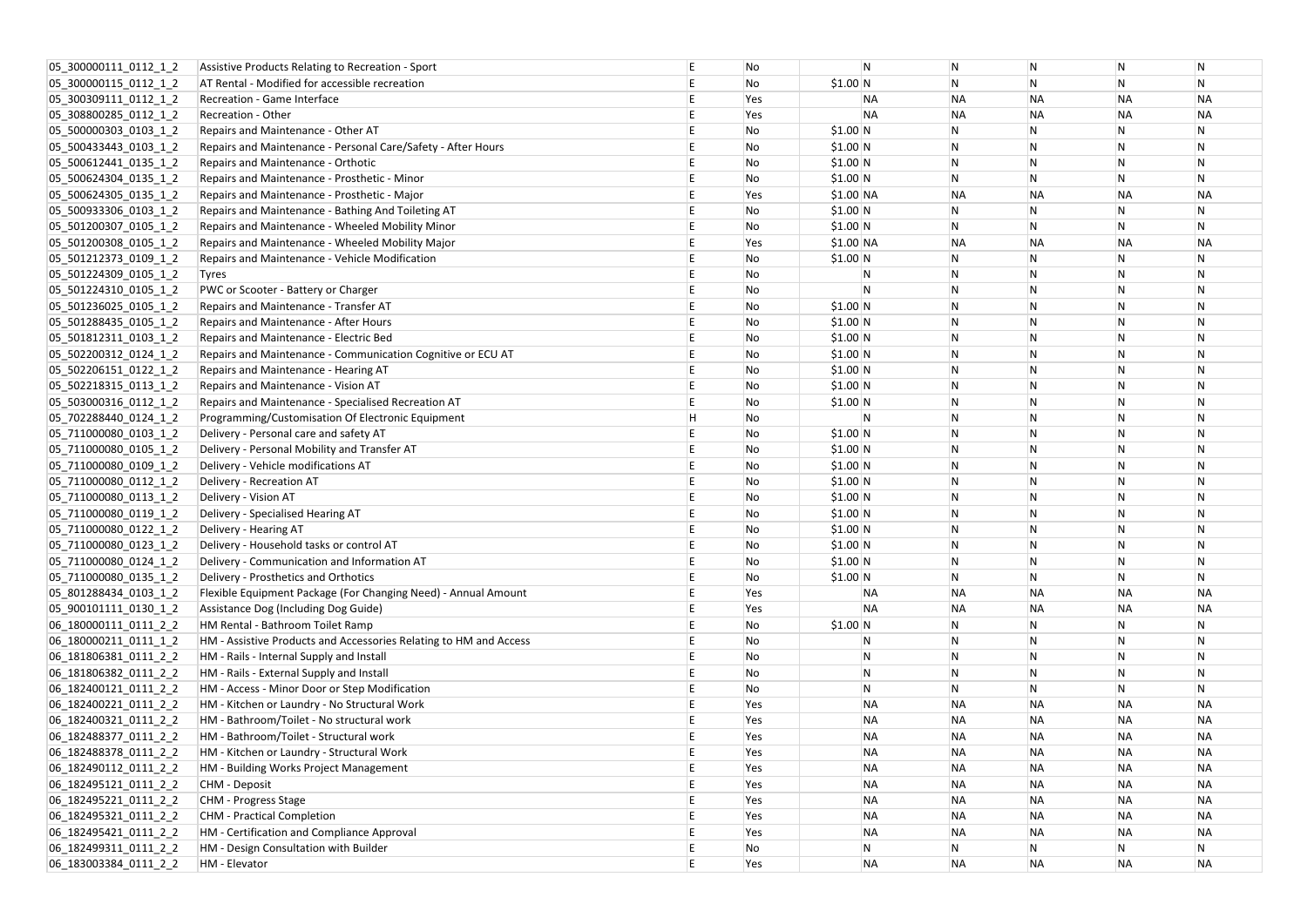| | | | | | | | | | |
|---|---|---|---|---|---|---|---|---|---|
| 05_300000111_0112_1_2 | Assistive Products Relating to Recreation - Sport | E | No | | N | N | N | N | N |
| 05_300000115_0112_1_2 | AT Rental - Modified for accessible recreation | E | No | $1.00 | N | N | N | N | N |
| 05_300309111_0112_1_2 | Recreation - Game Interface | E | Yes | | NA | NA | NA | NA | NA |
| 05_308800285_0112_1_2 | Recreation - Other | E | Yes | | NA | NA | NA | NA | NA |
| 05_500000303_0103_1_2 | Repairs and Maintenance - Other AT | E | No | $1.00 | N | N | N | N | N |
| 05_500433443_0103_1_2 | Repairs and Maintenance - Personal Care/Safety - After Hours | E | No | $1.00 | N | N | N | N | N |
| 05_500612441_0135_1_2 | Repairs and Maintenance - Orthotic | E | No | $1.00 | N | N | N | N | N |
| 05_500624304_0135_1_2 | Repairs and Maintenance - Prosthetic - Minor | E | No | $1.00 | N | N | N | N | N |
| 05_500624305_0135_1_2 | Repairs and Maintenance - Prosthetic - Major | E | Yes | $1.00 | NA | NA | NA | NA | NA |
| 05_500933306_0103_1_2 | Repairs and Maintenance - Bathing And Toileting AT | E | No | $1.00 | N | N | N | N | N |
| 05_501200307_0105_1_2 | Repairs and Maintenance - Wheeled Mobility Minor | E | No | $1.00 | N | N | N | N | N |
| 05_501200308_0105_1_2 | Repairs and Maintenance - Wheeled Mobility Major | E | Yes | $1.00 | NA | NA | NA | NA | NA |
| 05_501212373_0109_1_2 | Repairs and Maintenance - Vehicle Modification | E | No | $1.00 | N | N | N | N | N |
| 05_501224309_0105_1_2 | Tyres | E | No | | N | N | N | N | N |
| 05_501224310_0105_1_2 | PWC or Scooter - Battery or Charger | E | No | | N | N | N | N | N |
| 05_501236025_0105_1_2 | Repairs and Maintenance - Transfer AT | E | No | $1.00 | N | N | N | N | N |
| 05_501288435_0105_1_2 | Repairs and Maintenance - After Hours | E | No | $1.00 | N | N | N | N | N |
| 05_501812311_0103_1_2 | Repairs and Maintenance - Electric Bed | E | No | $1.00 | N | N | N | N | N |
| 05_502200312_0124_1_2 | Repairs and Maintenance - Communication Cognitive or ECU AT | E | No | $1.00 | N | N | N | N | N |
| 05_502206151_0122_1_2 | Repairs and Maintenance - Hearing AT | E | No | $1.00 | N | N | N | N | N |
| 05_502218315_0113_1_2 | Repairs and Maintenance - Vision AT | E | No | $1.00 | N | N | N | N | N |
| 05_503000316_0112_1_2 | Repairs and Maintenance - Specialised Recreation AT | E | No | $1.00 | N | N | N | N | N |
| 05_702288440_0124_1_2 | Programming/Customisation Of Electronic Equipment | H | No | | N | N | N | N | N |
| 05_711000080_0103_1_2 | Delivery - Personal care and safety AT | E | No | $1.00 | N | N | N | N | N |
| 05_711000080_0105_1_2 | Delivery - Personal Mobility and Transfer AT | E | No | $1.00 | N | N | N | N | N |
| 05_711000080_0109_1_2 | Delivery - Vehicle modifications AT | E | No | $1.00 | N | N | N | N | N |
| 05_711000080_0112_1_2 | Delivery - Recreation AT | E | No | $1.00 | N | N | N | N | N |
| 05_711000080_0113_1_2 | Delivery - Vision AT | E | No | $1.00 | N | N | N | N | N |
| 05_711000080_0119_1_2 | Delivery - Specialised Hearing AT | E | No | $1.00 | N | N | N | N | N |
| 05_711000080_0122_1_2 | Delivery - Hearing AT | E | No | $1.00 | N | N | N | N | N |
| 05_711000080_0123_1_2 | Delivery - Household tasks or control AT | E | No | $1.00 | N | N | N | N | N |
| 05_711000080_0124_1_2 | Delivery - Communication and Information AT | E | No | $1.00 | N | N | N | N | N |
| 05_711000080_0135_1_2 | Delivery - Prosthetics and Orthotics | E | No | $1.00 | N | N | N | N | N |
| 05_801288434_0103_1_2 | Flexible Equipment Package (For Changing Need) - Annual Amount | E | Yes | | NA | NA | NA | NA | NA |
| 05_900101111_0130_1_2 | Assistance Dog (Including Dog Guide) | E | Yes | | NA | NA | NA | NA | NA |
| 06_180000111_0111_2_2 | HM Rental - Bathroom Toilet Ramp | E | No | $1.00 | N | N | N | N | N |
| 06_180000211_0111_1_2 | HM - Assistive Products and Accessories Relating to HM and Access | E | No | | N | N | N | N | N |
| 06_181806381_0111_2_2 | HM - Rails - Internal Supply and Install | E | No | | N | N | N | N | N |
| 06_181806382_0111_2_2 | HM - Rails - External Supply and Install | E | No | | N | N | N | N | N |
| 06_182400121_0111_2_2 | HM - Access - Minor Door or Step Modification | E | No | | N | N | N | N | N |
| 06_182400221_0111_2_2 | HM - Kitchen or Laundry - No Structural Work | E | Yes | | NA | NA | NA | NA | NA |
| 06_182400321_0111_2_2 | HM - Bathroom/Toilet - No structural work | E | Yes | | NA | NA | NA | NA | NA |
| 06_182488377_0111_2_2 | HM - Bathroom/Toilet - Structural work | E | Yes | | NA | NA | NA | NA | NA |
| 06_182488378_0111_2_2 | HM - Kitchen or Laundry - Structural Work | E | Yes | | NA | NA | NA | NA | NA |
| 06_182490112_0111_2_2 | HM - Building Works Project Management | E | Yes | | NA | NA | NA | NA | NA |
| 06_182495121_0111_2_2 | CHM - Deposit | E | Yes | | NA | NA | NA | NA | NA |
| 06_182495221_0111_2_2 | CHM - Progress Stage | E | Yes | | NA | NA | NA | NA | NA |
| 06_182495321_0111_2_2 | CHM - Practical Completion | E | Yes | | NA | NA | NA | NA | NA |
| 06_182495421_0111_2_2 | HM - Certification and Compliance Approval | E | Yes | | NA | NA | NA | NA | NA |
| 06_182499311_0111_2_2 | HM - Design Consultation with Builder | E | No | | N | N | N | N | N |
| 06_183003384_0111_2_2 | HM - Elevator | E | Yes | | NA | NA | NA | NA | NA |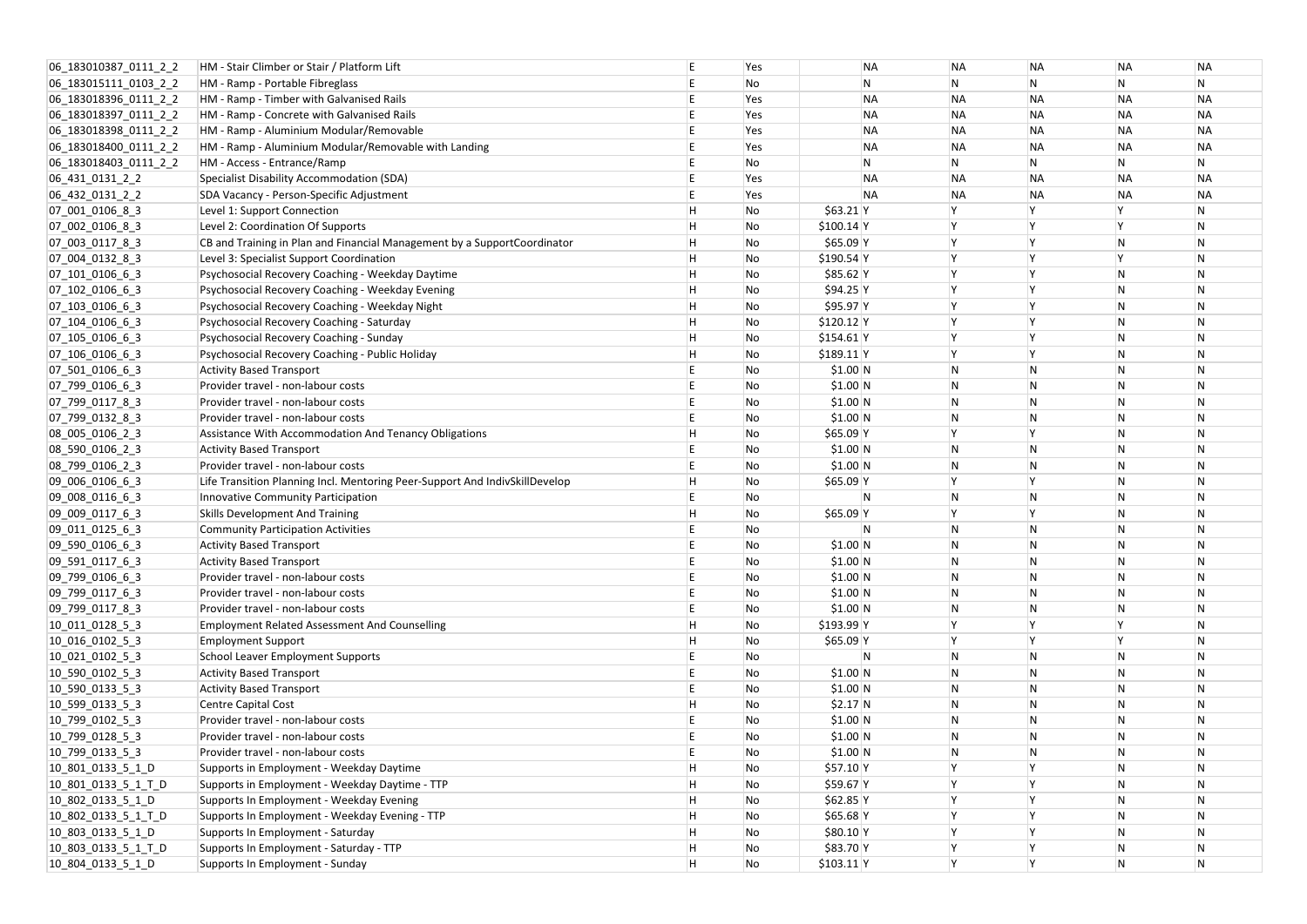| | | | | | | | | | |
|---|---|---|---|---|---|---|---|---|---|
| 06_183010387_0111_2_2 | HM - Stair Climber or Stair / Platform Lift | E | Yes | | NA | NA | NA | NA | NA |
| 06_183015111_0103_2_2 | HM - Ramp - Portable Fibreglass | E | No | | N | N | N | N | N |
| 06_183018396_0111_2_2 | HM - Ramp - Timber with Galvanised Rails | E | Yes | | NA | NA | NA | NA | NA |
| 06_183018397_0111_2_2 | HM - Ramp - Concrete with Galvanised Rails | E | Yes | | NA | NA | NA | NA | NA |
| 06_183018398_0111_2_2 | HM - Ramp - Aluminium Modular/Removable | E | Yes | | NA | NA | NA | NA | NA |
| 06_183018400_0111_2_2 | HM - Ramp - Aluminium Modular/Removable with Landing | E | Yes | | NA | NA | NA | NA | NA |
| 06_183018403_0111_2_2 | HM - Access - Entrance/Ramp | E | No | | N | N | N | N | N |
| 06_431_0131_2_2 | Specialist Disability Accommodation (SDA) | E | Yes | | NA | NA | NA | NA | NA |
| 06_432_0131_2_2 | SDA Vacancy - Person-Specific Adjustment | E | Yes | | NA | NA | NA | NA | NA |
| 07_001_0106_8_3 | Level 1: Support Connection | H | No | $63.21 | Y | Y | Y | Y | N |
| 07_002_0106_8_3 | Level 2: Coordination Of Supports | H | No | $100.14 | Y | Y | Y | Y | N |
| 07_003_0117_8_3 | CB and Training in Plan and Financial Management by a SupportCoordinator | H | No | $65.09 | Y | Y | Y | N | N |
| 07_004_0132_8_3 | Level 3: Specialist Support Coordination | H | No | $190.54 | Y | Y | Y | Y | N |
| 07_101_0106_6_3 | Psychosocial Recovery Coaching - Weekday Daytime | H | No | $85.62 | Y | Y | Y | N | N |
| 07_102_0106_6_3 | Psychosocial Recovery Coaching - Weekday Evening | H | No | $94.25 | Y | Y | Y | N | N |
| 07_103_0106_6_3 | Psychosocial Recovery Coaching - Weekday Night | H | No | $95.97 | Y | Y | Y | N | N |
| 07_104_0106_6_3 | Psychosocial Recovery Coaching - Saturday | H | No | $120.12 | Y | Y | Y | N | N |
| 07_105_0106_6_3 | Psychosocial Recovery Coaching - Sunday | H | No | $154.61 | Y | Y | Y | N | N |
| 07_106_0106_6_3 | Psychosocial Recovery Coaching - Public Holiday | H | No | $189.11 | Y | Y | Y | N | N |
| 07_501_0106_6_3 | Activity Based Transport | E | No | $1.00 | N | N | N | N | N |
| 07_799_0106_6_3 | Provider travel - non-labour costs | E | No | $1.00 | N | N | N | N | N |
| 07_799_0117_8_3 | Provider travel - non-labour costs | E | No | $1.00 | N | N | N | N | N |
| 07_799_0132_8_3 | Provider travel - non-labour costs | E | No | $1.00 | N | N | N | N | N |
| 08_005_0106_2_3 | Assistance With Accommodation And Tenancy Obligations | H | No | $65.09 | Y | Y | Y | N | N |
| 08_590_0106_2_3 | Activity Based Transport | E | No | $1.00 | N | N | N | N | N |
| 08_799_0106_2_3 | Provider travel - non-labour costs | E | No | $1.00 | N | N | N | N | N |
| 09_006_0106_6_3 | Life Transition Planning Incl. Mentoring Peer-Support And IndivSkillDevelop | H | No | $65.09 | Y | Y | Y | N | N |
| 09_008_0116_6_3 | Innovative Community Participation | E | No | | N | N | N | N | N |
| 09_009_0117_6_3 | Skills Development And Training | H | No | $65.09 | Y | Y | Y | N | N |
| 09_011_0125_6_3 | Community Participation Activities | E | No | | N | N | N | N | N |
| 09_590_0106_6_3 | Activity Based Transport | E | No | $1.00 | N | N | N | N | N |
| 09_591_0117_6_3 | Activity Based Transport | E | No | $1.00 | N | N | N | N | N |
| 09_799_0106_6_3 | Provider travel - non-labour costs | E | No | $1.00 | N | N | N | N | N |
| 09_799_0117_6_3 | Provider travel - non-labour costs | E | No | $1.00 | N | N | N | N | N |
| 09_799_0117_8_3 | Provider travel - non-labour costs | E | No | $1.00 | N | N | N | N | N |
| 10_011_0128_5_3 | Employment Related Assessment And Counselling | H | No | $193.99 | Y | Y | Y | Y | N |
| 10_016_0102_5_3 | Employment Support | H | No | $65.09 | Y | Y | Y | Y | N |
| 10_021_0102_5_3 | School Leaver Employment Supports | E | No | | N | N | N | N | N |
| 10_590_0102_5_3 | Activity Based Transport | E | No | $1.00 | N | N | N | N | N |
| 10_590_0133_5_3 | Activity Based Transport | E | No | $1.00 | N | N | N | N | N |
| 10_599_0133_5_3 | Centre Capital Cost | H | No | $2.17 | N | N | N | N | N |
| 10_799_0102_5_3 | Provider travel - non-labour costs | E | No | $1.00 | N | N | N | N | N |
| 10_799_0128_5_3 | Provider travel - non-labour costs | E | No | $1.00 | N | N | N | N | N |
| 10_799_0133_5_3 | Provider travel - non-labour costs | E | No | $1.00 | N | N | N | N | N |
| 10_801_0133_5_1_D | Supports in Employment - Weekday Daytime | H | No | $57.10 | Y | Y | Y | N | N |
| 10_801_0133_5_1_T_D | Supports in Employment - Weekday Daytime - TTP | H | No | $59.67 | Y | Y | Y | N | N |
| 10_802_0133_5_1_D | Supports In Employment - Weekday Evening | H | No | $62.85 | Y | Y | Y | N | N |
| 10_802_0133_5_1_T_D | Supports In Employment - Weekday Evening - TTP | H | No | $65.68 | Y | Y | Y | N | N |
| 10_803_0133_5_1_D | Supports In Employment - Saturday | H | No | $80.10 | Y | Y | Y | N | N |
| 10_803_0133_5_1_T_D | Supports In Employment - Saturday - TTP | H | No | $83.70 | Y | Y | Y | N | N |
| 10_804_0133_5_1_D | Supports In Employment - Sunday | H | No | $103.11 | Y | Y | Y | N | N |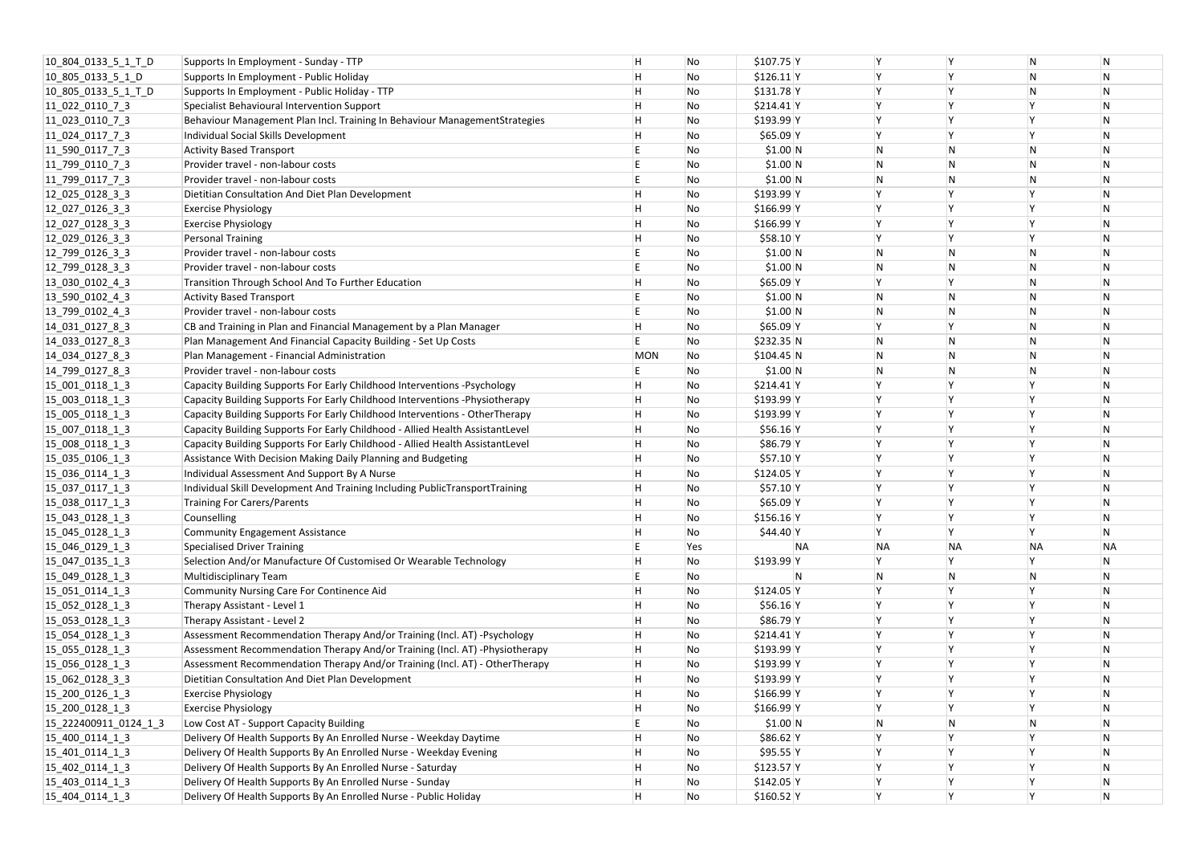| | | | | | | | | | |
|---|---|---|---|---|---|---|---|---|---|
| 10_804_0133_5_1_T_D | Supports In Employment - Sunday - TTP | H | No | $107.75 | Y | Y | Y | N | N |
| 10_805_0133_5_1_D | Supports In Employment - Public Holiday | H | No | $126.11 | Y | Y | Y | N | N |
| 10_805_0133_5_1_T_D | Supports In Employment - Public Holiday - TTP | H | No | $131.78 | Y | Y | Y | N | N |
| 11_022_0110_7_3 | Specialist Behavioural Intervention Support | H | No | $214.41 | Y | Y | Y | Y | N |
| 11_023_0110_7_3 | Behaviour Management Plan Incl. Training In Behaviour ManagementStrategies | H | No | $193.99 | Y | Y | Y | Y | N |
| 11_024_0117_7_3 | Individual Social Skills Development | H | No | $65.09 | Y | Y | Y | Y | N |
| 11_590_0117_7_3 | Activity Based Transport | E | No | $1.00 | N | N | N | N | N |
| 11_799_0110_7_3 | Provider travel - non-labour costs | E | No | $1.00 | N | N | N | N | N |
| 11_799_0117_7_3 | Provider travel - non-labour costs | E | No | $1.00 | N | N | N | N | N |
| 12_025_0128_3_3 | Dietitian Consultation And Diet Plan Development | H | No | $193.99 | Y | Y | Y | Y | N |
| 12_027_0126_3_3 | Exercise Physiology | H | No | $166.99 | Y | Y | Y | Y | N |
| 12_027_0128_3_3 | Exercise Physiology | H | No | $166.99 | Y | Y | Y | Y | N |
| 12_029_0126_3_3 | Personal Training | H | No | $58.10 | Y | Y | Y | Y | N |
| 12_799_0126_3_3 | Provider travel - non-labour costs | E | No | $1.00 | N | N | N | N | N |
| 12_799_0128_3_3 | Provider travel - non-labour costs | E | No | $1.00 | N | N | N | N | N |
| 13_030_0102_4_3 | Transition Through School And To Further Education | H | No | $65.09 | Y | Y | Y | N | N |
| 13_590_0102_4_3 | Activity Based Transport | E | No | $1.00 | N | N | N | N | N |
| 13_799_0102_4_3 | Provider travel - non-labour costs | E | No | $1.00 | N | N | N | N | N |
| 14_031_0127_8_3 | CB and Training in Plan and Financial Management by a Plan Manager | H | No | $65.09 | Y | Y | Y | N | N |
| 14_033_0127_8_3 | Plan Management And Financial Capacity Building - Set Up Costs | E | No | $232.35 | N | N | N | N | N |
| 14_034_0127_8_3 | Plan Management - Financial Administration | MON | No | $104.45 | N | N | N | N | N |
| 14_799_0127_8_3 | Provider travel - non-labour costs | E | No | $1.00 | N | N | N | N | N |
| 15_001_0118_1_3 | Capacity Building Supports For Early Childhood Interventions -Psychology | H | No | $214.41 | Y | Y | Y | Y | N |
| 15_003_0118_1_3 | Capacity Building Supports For Early Childhood Interventions -Physiotherapy | H | No | $193.99 | Y | Y | Y | Y | N |
| 15_005_0118_1_3 | Capacity Building Supports For Early Childhood Interventions - OtherTherapy | H | No | $193.99 | Y | Y | Y | Y | N |
| 15_007_0118_1_3 | Capacity Building Supports For Early Childhood - Allied Health AssistantLevel | H | No | $56.16 | Y | Y | Y | Y | N |
| 15_008_0118_1_3 | Capacity Building Supports For Early Childhood - Allied Health AssistantLevel | H | No | $86.79 | Y | Y | Y | Y | N |
| 15_035_0106_1_3 | Assistance With Decision Making Daily Planning and Budgeting | H | No | $57.10 | Y | Y | Y | Y | N |
| 15_036_0114_1_3 | Individual Assessment And Support By A Nurse | H | No | $124.05 | Y | Y | Y | Y | N |
| 15_037_0117_1_3 | Individual Skill Development And Training Including PublicTransportTraining | H | No | $57.10 | Y | Y | Y | Y | N |
| 15_038_0117_1_3 | Training For Carers/Parents | H | No | $65.09 | Y | Y | Y | Y | N |
| 15_043_0128_1_3 | Counselling | H | No | $156.16 | Y | Y | Y | Y | N |
| 15_045_0128_1_3 | Community Engagement Assistance | H | No | $44.40 | Y | Y | Y | Y | N |
| 15_046_0129_1_3 | Specialised Driver Training | E | Yes | | NA | NA | NA | NA | NA |
| 15_047_0135_1_3 | Selection And/or Manufacture Of Customised Or Wearable Technology | H | No | $193.99 | Y | Y | Y | Y | N |
| 15_049_0128_1_3 | Multidisciplinary Team | E | No | | N | N | N | N | N |
| 15_051_0114_1_3 | Community Nursing Care For Continence Aid | H | No | $124.05 | Y | Y | Y | Y | N |
| 15_052_0128_1_3 | Therapy Assistant - Level 1 | H | No | $56.16 | Y | Y | Y | Y | N |
| 15_053_0128_1_3 | Therapy Assistant - Level 2 | H | No | $86.79 | Y | Y | Y | Y | N |
| 15_054_0128_1_3 | Assessment Recommendation Therapy And/or Training (Incl. AT) -Psychology | H | No | $214.41 | Y | Y | Y | Y | N |
| 15_055_0128_1_3 | Assessment Recommendation Therapy And/or Training (Incl. AT) -Physiotherapy | H | No | $193.99 | Y | Y | Y | Y | N |
| 15_056_0128_1_3 | Assessment Recommendation Therapy And/or Training (Incl. AT) - OtherTherapy | H | No | $193.99 | Y | Y | Y | Y | N |
| 15_062_0128_3_3 | Dietitian Consultation And Diet Plan Development | H | No | $193.99 | Y | Y | Y | Y | N |
| 15_200_0126_1_3 | Exercise Physiology | H | No | $166.99 | Y | Y | Y | Y | N |
| 15_200_0128_1_3 | Exercise Physiology | H | No | $166.99 | Y | Y | Y | Y | N |
| 15_222400911_0124_1_3 | Low Cost AT - Support Capacity Building | E | No | $1.00 | N | N | N | N | N |
| 15_400_0114_1_3 | Delivery Of Health Supports By An Enrolled Nurse - Weekday Daytime | H | No | $86.62 | Y | Y | Y | Y | N |
| 15_401_0114_1_3 | Delivery Of Health Supports By An Enrolled Nurse - Weekday Evening | H | No | $95.55 | Y | Y | Y | Y | N |
| 15_402_0114_1_3 | Delivery Of Health Supports By An Enrolled Nurse - Saturday | H | No | $123.57 | Y | Y | Y | Y | N |
| 15_403_0114_1_3 | Delivery Of Health Supports By An Enrolled Nurse - Sunday | H | No | $142.05 | Y | Y | Y | Y | N |
| 15_404_0114_1_3 | Delivery Of Health Supports By An Enrolled Nurse - Public Holiday | H | No | $160.52 | Y | Y | Y | Y | N |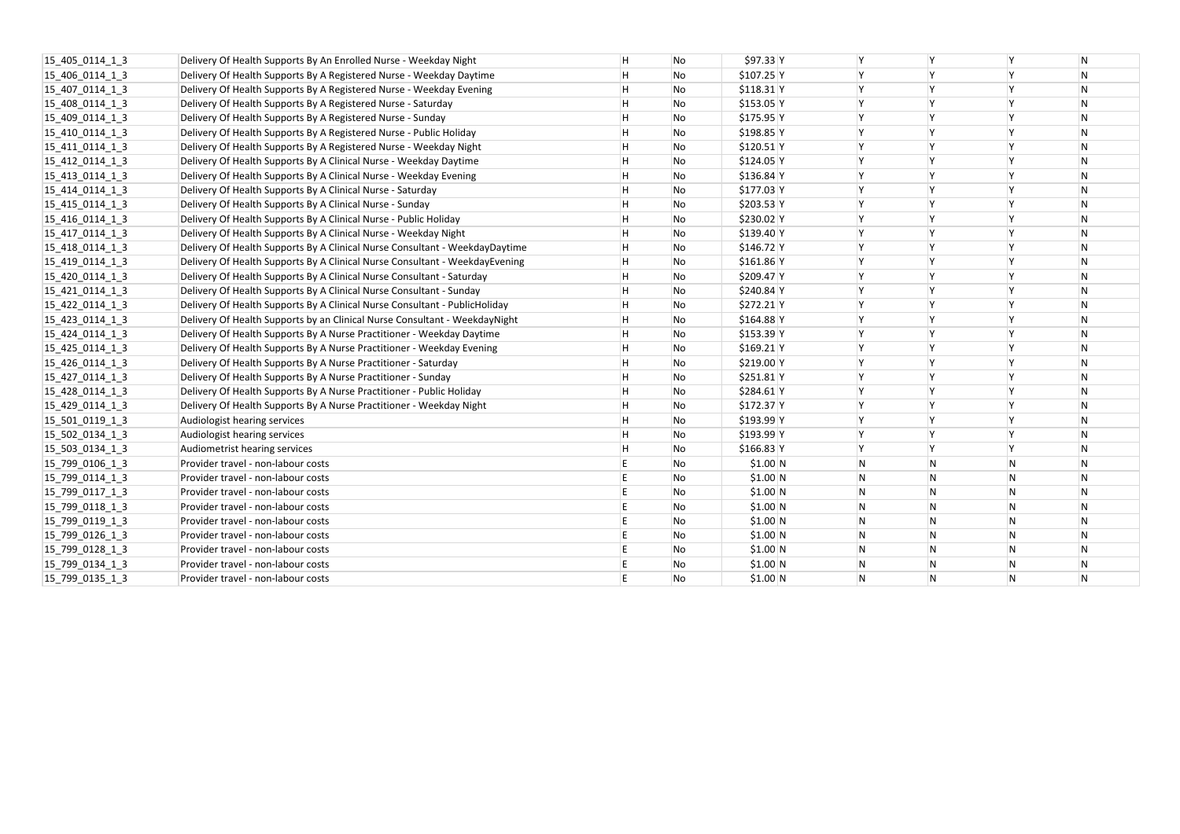| | | | | | | | | | |
|---|---|---|---|---|---|---|---|---|---|
| 15_405_0114_1_3 | Delivery Of Health Supports By An Enrolled Nurse - Weekday Night | H | No | $97.33 | Y | Y | Y | Y | N |
| 15_406_0114_1_3 | Delivery Of Health Supports By A Registered Nurse - Weekday Daytime | H | No | $107.25 | Y | Y | Y | Y | N |
| 15_407_0114_1_3 | Delivery Of Health Supports By A Registered Nurse - Weekday Evening | H | No | $118.31 | Y | Y | Y | Y | N |
| 15_408_0114_1_3 | Delivery Of Health Supports By A Registered Nurse - Saturday | H | No | $153.05 | Y | Y | Y | Y | N |
| 15_409_0114_1_3 | Delivery Of Health Supports By A Registered Nurse - Sunday | H | No | $175.95 | Y | Y | Y | Y | N |
| 15_410_0114_1_3 | Delivery Of Health Supports By A Registered Nurse - Public Holiday | H | No | $198.85 | Y | Y | Y | Y | N |
| 15_411_0114_1_3 | Delivery Of Health Supports By A Registered Nurse - Weekday Night | H | No | $120.51 | Y | Y | Y | Y | N |
| 15_412_0114_1_3 | Delivery Of Health Supports By A Clinical Nurse - Weekday Daytime | H | No | $124.05 | Y | Y | Y | Y | N |
| 15_413_0114_1_3 | Delivery Of Health Supports By A Clinical Nurse - Weekday Evening | H | No | $136.84 | Y | Y | Y | Y | N |
| 15_414_0114_1_3 | Delivery Of Health Supports By A Clinical Nurse - Saturday | H | No | $177.03 | Y | Y | Y | Y | N |
| 15_415_0114_1_3 | Delivery Of Health Supports By A Clinical Nurse - Sunday | H | No | $203.53 | Y | Y | Y | Y | N |
| 15_416_0114_1_3 | Delivery Of Health Supports By A Clinical Nurse - Public Holiday | H | No | $230.02 | Y | Y | Y | Y | N |
| 15_417_0114_1_3 | Delivery Of Health Supports By A Clinical Nurse - Weekday Night | H | No | $139.40 | Y | Y | Y | Y | N |
| 15_418_0114_1_3 | Delivery Of Health Supports By A Clinical Nurse Consultant - WeekdayDaytime | H | No | $146.72 | Y | Y | Y | Y | N |
| 15_419_0114_1_3 | Delivery Of Health Supports By A Clinical Nurse Consultant - WeekdayEvening | H | No | $161.86 | Y | Y | Y | Y | N |
| 15_420_0114_1_3 | Delivery Of Health Supports By A Clinical Nurse Consultant - Saturday | H | No | $209.47 | Y | Y | Y | Y | N |
| 15_421_0114_1_3 | Delivery Of Health Supports By A Clinical Nurse Consultant - Sunday | H | No | $240.84 | Y | Y | Y | Y | N |
| 15_422_0114_1_3 | Delivery Of Health Supports By A Clinical Nurse Consultant - PublicHoliday | H | No | $272.21 | Y | Y | Y | Y | N |
| 15_423_0114_1_3 | Delivery Of Health Supports by an Clinical Nurse Consultant - WeekdayNight | H | No | $164.88 | Y | Y | Y | Y | N |
| 15_424_0114_1_3 | Delivery Of Health Supports By A Nurse Practitioner - Weekday Daytime | H | No | $153.39 | Y | Y | Y | Y | N |
| 15_425_0114_1_3 | Delivery Of Health Supports By A Nurse Practitioner - Weekday Evening | H | No | $169.21 | Y | Y | Y | Y | N |
| 15_426_0114_1_3 | Delivery Of Health Supports By A Nurse Practitioner - Saturday | H | No | $219.00 | Y | Y | Y | Y | N |
| 15_427_0114_1_3 | Delivery Of Health Supports By A Nurse Practitioner - Sunday | H | No | $251.81 | Y | Y | Y | Y | N |
| 15_428_0114_1_3 | Delivery Of Health Supports By A Nurse Practitioner - Public Holiday | H | No | $284.61 | Y | Y | Y | Y | N |
| 15_429_0114_1_3 | Delivery Of Health Supports By A Nurse Practitioner - Weekday Night | H | No | $172.37 | Y | Y | Y | Y | N |
| 15_501_0119_1_3 | Audiologist hearing services | H | No | $193.99 | Y | Y | Y | Y | N |
| 15_502_0134_1_3 | Audiologist hearing services | H | No | $193.99 | Y | Y | Y | Y | N |
| 15_503_0134_1_3 | Audiometrist hearing services | H | No | $166.83 | Y | Y | Y | Y | N |
| 15_799_0106_1_3 | Provider travel - non-labour costs | E | No | $1.00 | N | N | N | N | N |
| 15_799_0114_1_3 | Provider travel - non-labour costs | E | No | $1.00 | N | N | N | N | N |
| 15_799_0117_1_3 | Provider travel - non-labour costs | E | No | $1.00 | N | N | N | N | N |
| 15_799_0118_1_3 | Provider travel - non-labour costs | E | No | $1.00 | N | N | N | N | N |
| 15_799_0119_1_3 | Provider travel - non-labour costs | E | No | $1.00 | N | N | N | N | N |
| 15_799_0126_1_3 | Provider travel - non-labour costs | E | No | $1.00 | N | N | N | N | N |
| 15_799_0128_1_3 | Provider travel - non-labour costs | E | No | $1.00 | N | N | N | N | N |
| 15_799_0134_1_3 | Provider travel - non-labour costs | E | No | $1.00 | N | N | N | N | N |
| 15_799_0135_1_3 | Provider travel - non-labour costs | E | No | $1.00 | N | N | N | N | N |